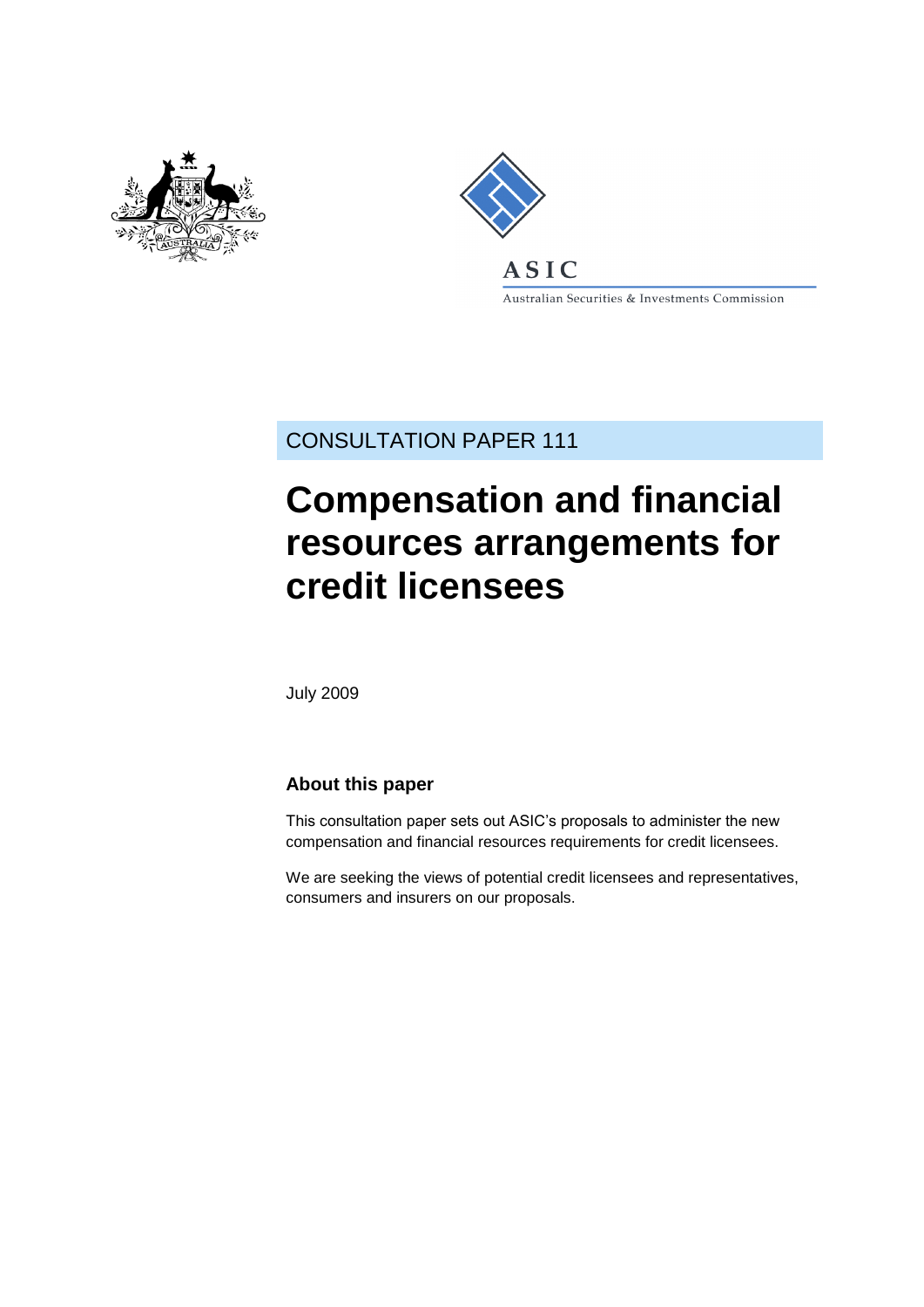CONSULTATION PAPER 111

# Compensation and financial resources arrangements for credit licensees

July 2009

## About this paper

This consultation paper sets out ASIC's proposals to administer the new compensation and financial resources requirements for credit licensees.

We are seeking the views of potential credit licensees and representatives, consumers and insurers on our proposals.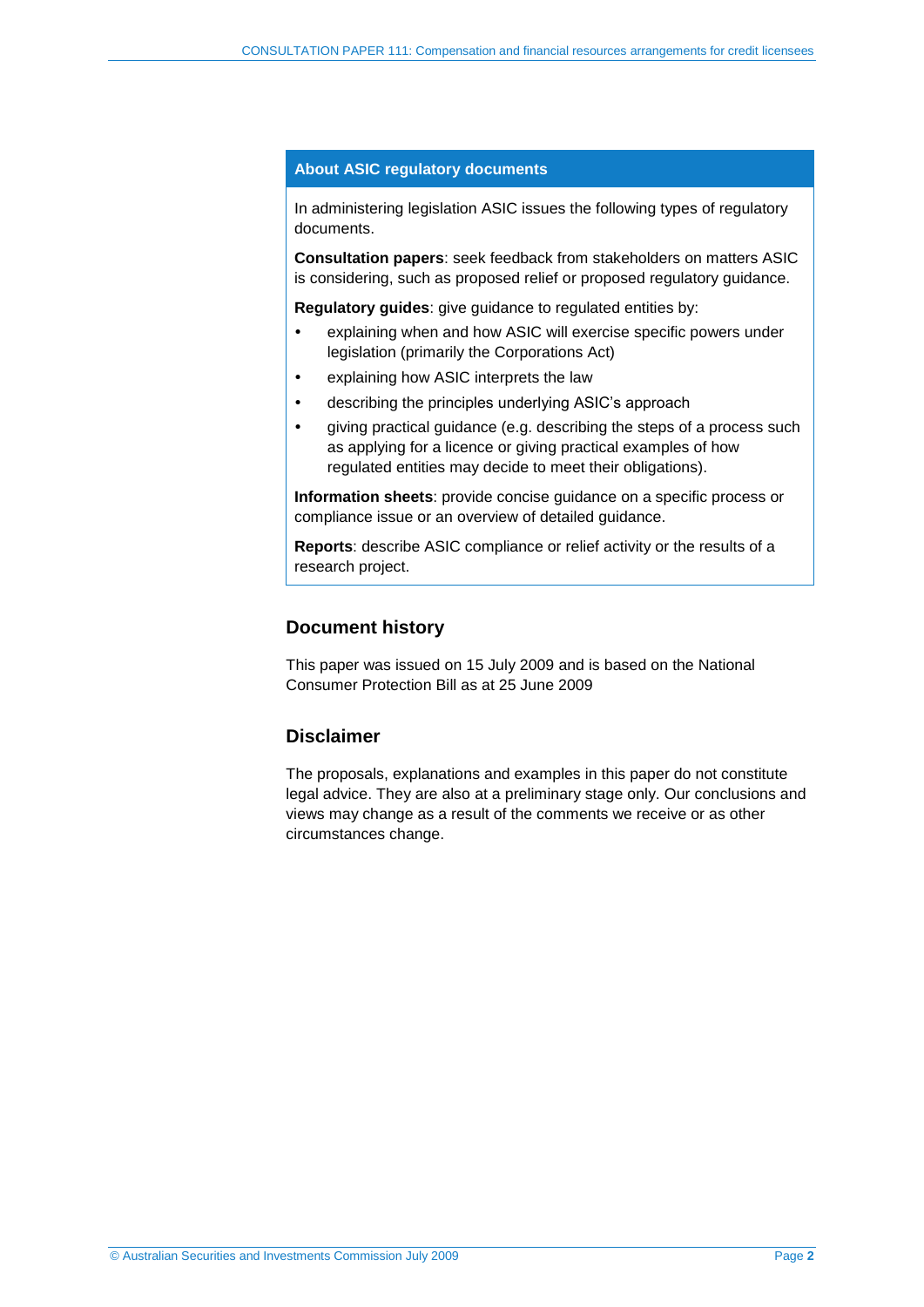## About ASIC regulatory documents

In administering legislation ASIC issues the following types of regulatory documents.

**Consultation papers**: seek feedback from stakeholders on matters ASIC is considering, such as proposed relief or proposed regulatory guidance.

**Regulatory guides**: give guidance to regulated entities by:

- explaining when and how ASIC will exercise specific powers under legislation (primarily the Corporations Act)
- explaining how ASIC interprets the law
- describing the principles underlying ASIC's approach
- giving practical guidance (e.g. describing the steps of a process such as applying for a licence or giving practical examples of how regulated entities may decide to meet their obligations).

**Information sheets**: provide concise guidance on a specific process or compliance issue or an overview of detailed guidance.

**Reports**: describe ASIC compliance or relief activity or the results of a research project.

## Document history

This paper was issued on 15 July 2009 and is based on the National Consumer Protection Bill as at 25 June 2009

## Disclaimer

The proposals, explanations and examples in this paper do not constitute legal advice. They are also at a preliminary stage only. Our conclusions and views may change as a result of the comments we receive or as other circumstances change.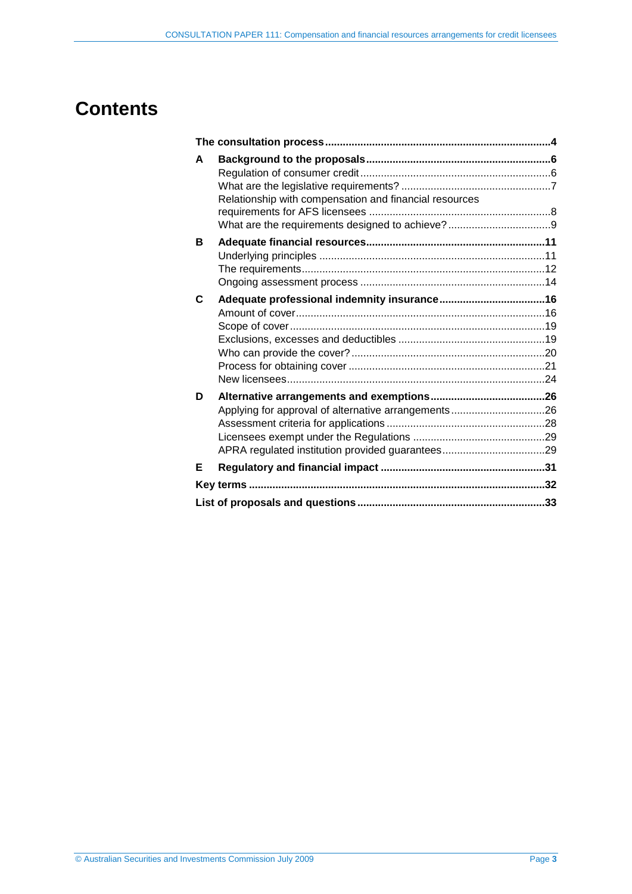# Contents

| | | |
|---|---|---|
| **The consultation process** | | **4** |
| **A** | **Background to the proposals** | **6** |
| | Regulation of consumer credit | 6 |
| | What are the legislative requirements? | 7 |
| | Relationship with compensation and financial resources requirements for AFS licensees | 8 |
| | What are the requirements designed to achieve? | 9 |
| **B** | **Adequate financial resources** | **11** |
| | Underlying principles | 11 |
| | The requirements | 12 |
| | Ongoing assessment process | 14 |
| **C** | **Adequate professional indemnity insurance** | **16** |
| | Amount of cover | 16 |
| | Scope of cover | 19 |
| | Exclusions, excesses and deductibles | 19 |
| | Who can provide the cover? | 20 |
| | Process for obtaining cover | 21 |
| | New licensees | 24 |
| **D** | **Alternative arrangements and exemptions** | **26** |
| | Applying for approval of alternative arrangements | 26 |
| | Assessment criteria for applications | 28 |
| | Licensees exempt under the Regulations | 29 |
| | APRA regulated institution provided guarantees | 29 |
| **E** | **Regulatory and financial impact** | **31** |
| **Key terms** | | **32** |
| **List of proposals and questions** | | **33** |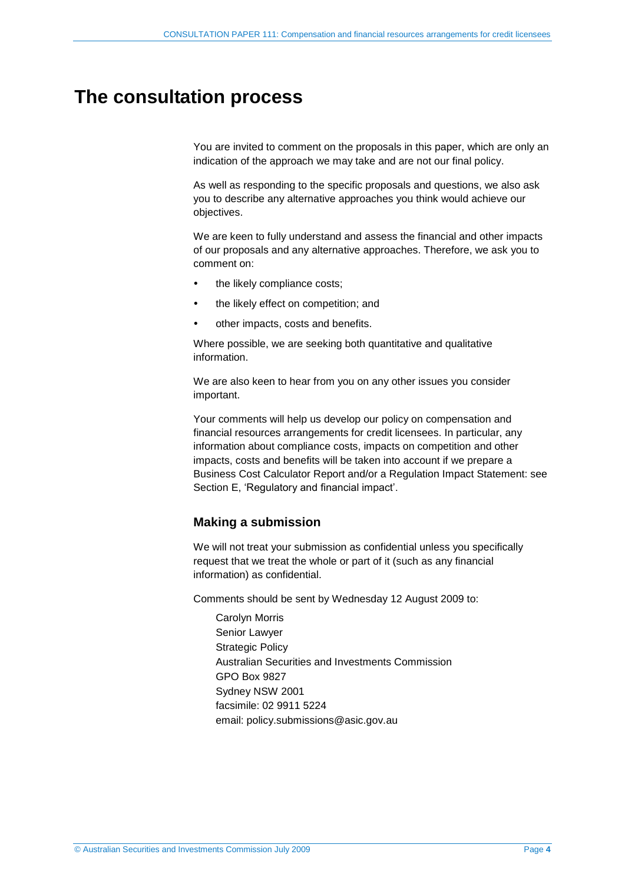# The consultation process

You are invited to comment on the proposals in this paper, which are only an indication of the approach we may take and are not our final policy.

As well as responding to the specific proposals and questions, we also ask you to describe any alternative approaches you think would achieve our objectives.

We are keen to fully understand and assess the financial and other impacts of our proposals and any alternative approaches. Therefore, we ask you to comment on:

- the likely compliance costs;
- the likely effect on competition; and
- other impacts, costs and benefits.

Where possible, we are seeking both quantitative and qualitative information.

We are also keen to hear from you on any other issues you consider important.

Your comments will help us develop our policy on compensation and financial resources arrangements for credit licensees. In particular, any information about compliance costs, impacts on competition and other impacts, costs and benefits will be taken into account if we prepare a Business Cost Calculator Report and/or a Regulation Impact Statement: see Section E, 'Regulatory and financial impact'.

## Making a submission

We will not treat your submission as confidential unless you specifically request that we treat the whole or part of it (such as any financial information) as confidential.

Comments should be sent by Wednesday 12 August 2009 to:

Carolyn Morris
Senior Lawyer
Strategic Policy
Australian Securities and Investments Commission
GPO Box 9827
Sydney NSW 2001
facsimile: 02 9911 5224
email: policy.submissions@asic.gov.au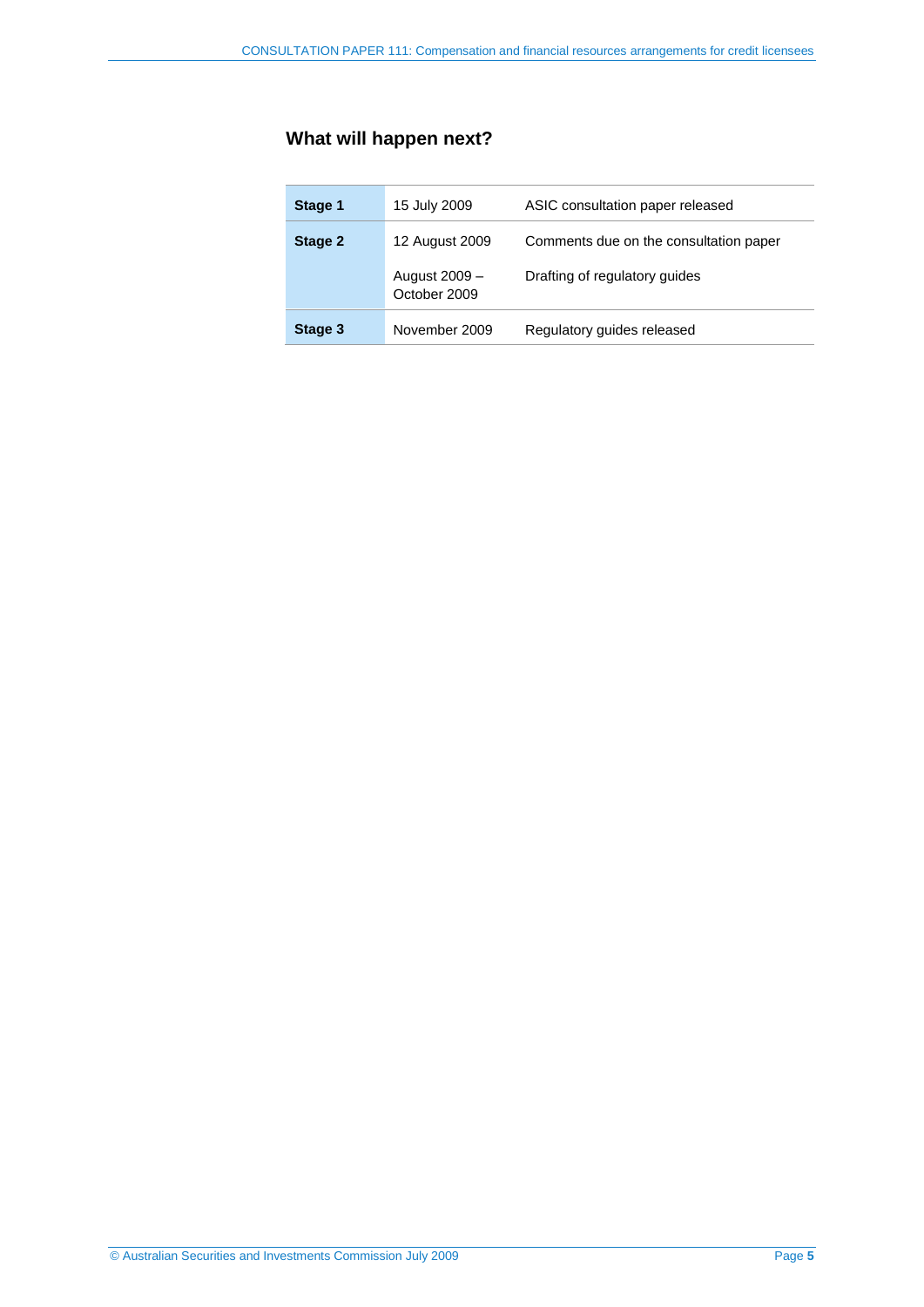## What will happen next?

| | | |
|---|---|---|
| **Stage 1** | 15 July 2009 | ASIC consultation paper released |
| **Stage 2** | 12 August 2009 | Comments due on the consultation paper |
| | August 2009 – October 2009 | Drafting of regulatory guides |
| **Stage 3** | November 2009 | Regulatory guides released |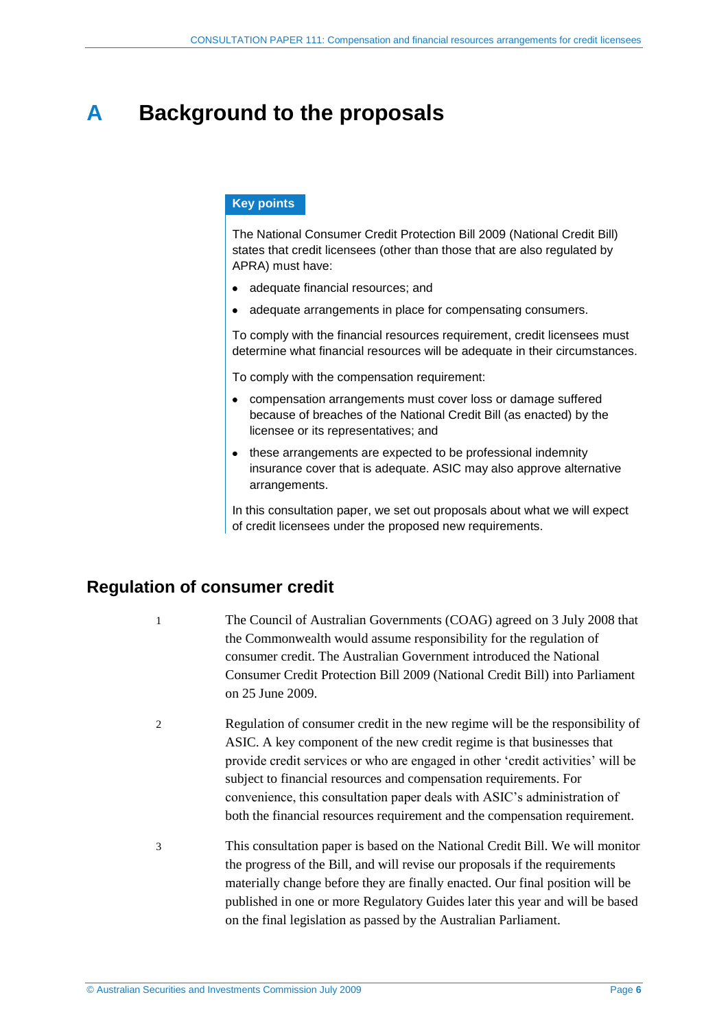# A Background to the proposals

**Key points**

The National Consumer Credit Protection Bill 2009 (National Credit Bill) states that credit licensees (other than those that are also regulated by APRA) must have:

- adequate financial resources; and
- adequate arrangements in place for compensating consumers.

To comply with the financial resources requirement, credit licensees must determine what financial resources will be adequate in their circumstances.

To comply with the compensation requirement:

- compensation arrangements must cover loss or damage suffered because of breaches of the National Credit Bill (as enacted) by the licensee or its representatives; and
- these arrangements are expected to be professional indemnity insurance cover that is adequate. ASIC may also approve alternative arrangements.

In this consultation paper, we set out proposals about what we will expect of credit licensees under the proposed new requirements.

## Regulation of consumer credit

1 The Council of Australian Governments (COAG) agreed on 3 July 2008 that the Commonwealth would assume responsibility for the regulation of consumer credit. The Australian Government introduced the National Consumer Credit Protection Bill 2009 (National Credit Bill) into Parliament on 25 June 2009.

2 Regulation of consumer credit in the new regime will be the responsibility of ASIC. A key component of the new credit regime is that businesses that provide credit services or who are engaged in other 'credit activities' will be subject to financial resources and compensation requirements. For convenience, this consultation paper deals with ASIC's administration of both the financial resources requirement and the compensation requirement.

3 This consultation paper is based on the National Credit Bill. We will monitor the progress of the Bill, and will revise our proposals if the requirements materially change before they are finally enacted. Our final position will be published in one or more Regulatory Guides later this year and will be based on the final legislation as passed by the Australian Parliament.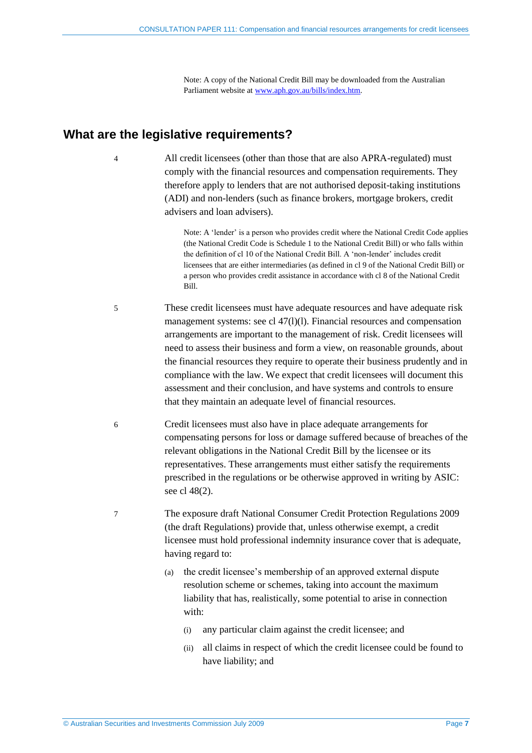Note: A copy of the National Credit Bill may be downloaded from the Australian Parliament website at www.aph.gov.au/bills/index.htm.

## What are the legislative requirements?

4 All credit licensees (other than those that are also APRA-regulated) must comply with the financial resources and compensation requirements. They therefore apply to lenders that are not authorised deposit-taking institutions (ADI) and non-lenders (such as finance brokers, mortgage brokers, credit advisers and loan advisers).

Note: A 'lender' is a person who provides credit where the National Credit Code applies (the National Credit Code is Schedule 1 to the National Credit Bill) or who falls within the definition of cl 10 of the National Credit Bill. A 'non-lender' includes credit licensees that are either intermediaries (as defined in cl 9 of the National Credit Bill) or a person who provides credit assistance in accordance with cl 8 of the National Credit Bill.

5 These credit licensees must have adequate resources and have adequate risk management systems: see cl 47(l)(l). Financial resources and compensation arrangements are important to the management of risk. Credit licensees will need to assess their business and form a view, on reasonable grounds, about the financial resources they require to operate their business prudently and in compliance with the law. We expect that credit licensees will document this assessment and their conclusion, and have systems and controls to ensure that they maintain an adequate level of financial resources.

6 Credit licensees must also have in place adequate arrangements for compensating persons for loss or damage suffered because of breaches of the relevant obligations in the National Credit Bill by the licensee or its representatives. These arrangements must either satisfy the requirements prescribed in the regulations or be otherwise approved in writing by ASIC: see cl 48(2).

7 The exposure draft National Consumer Credit Protection Regulations 2009 (the draft Regulations) provide that, unless otherwise exempt, a credit licensee must hold professional indemnity insurance cover that is adequate, having regard to:

(a) the credit licensee's membership of an approved external dispute resolution scheme or schemes, taking into account the maximum liability that has, realistically, some potential to arise in connection with:

  (i) any particular claim against the credit licensee; and

  (ii) all claims in respect of which the credit licensee could be found to have liability; and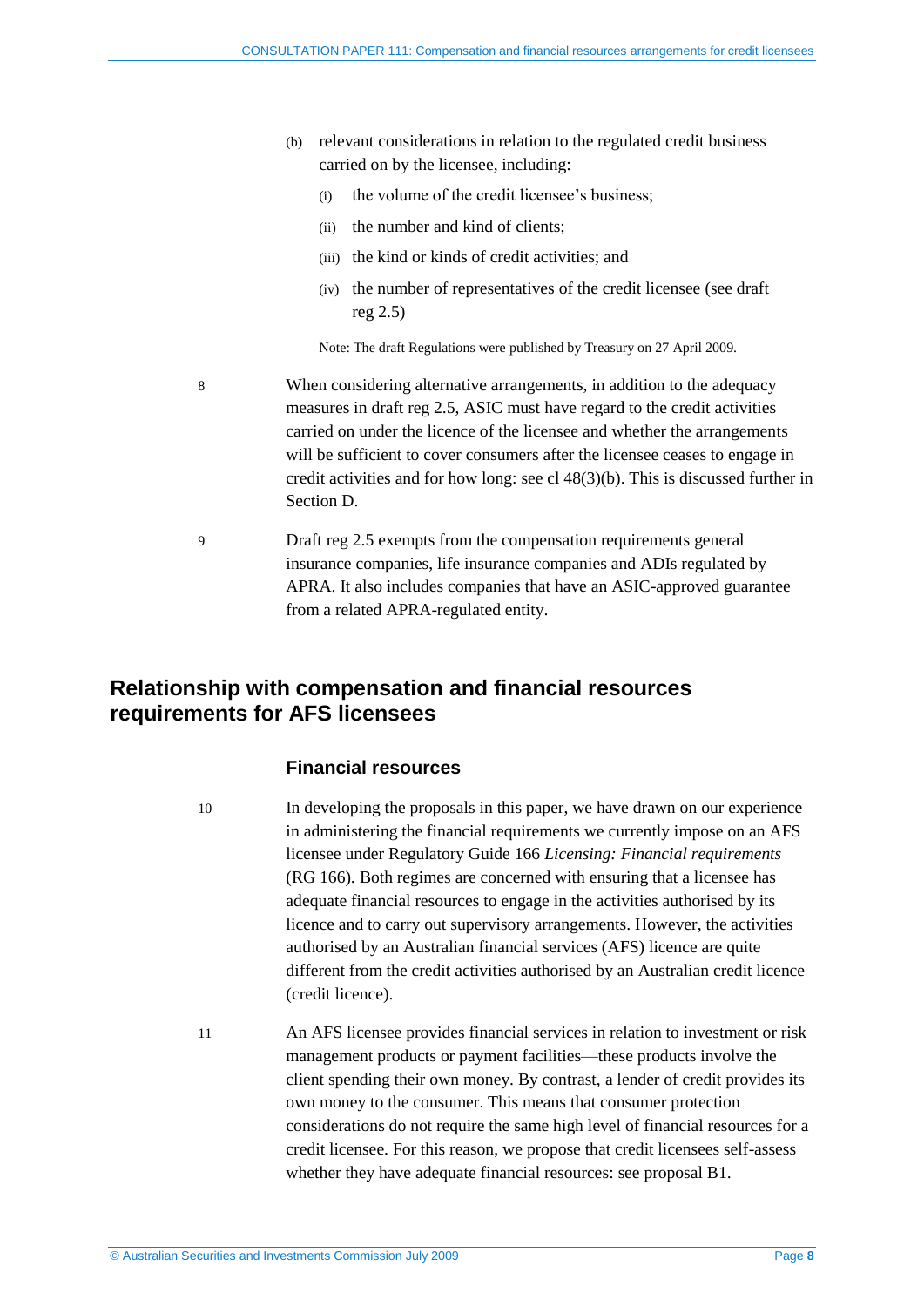(b) relevant considerations in relation to the regulated credit business carried on by the licensee, including:

    (i) the volume of the credit licensee's business;

    (ii) the number and kind of clients;

    (iii) the kind or kinds of credit activities; and

    (iv) the number of representatives of the credit licensee (see draft reg 2.5)

Note: The draft Regulations were published by Treasury on 27 April 2009.

8 When considering alternative arrangements, in addition to the adequacy measures in draft reg 2.5, ASIC must have regard to the credit activities carried on under the licence of the licensee and whether the arrangements will be sufficient to cover consumers after the licensee ceases to engage in credit activities and for how long: see cl 48(3)(b). This is discussed further in Section D.

9 Draft reg 2.5 exempts from the compensation requirements general insurance companies, life insurance companies and ADIs regulated by APRA. It also includes companies that have an ASIC-approved guarantee from a related APRA-regulated entity.

## Relationship with compensation and financial resources requirements for AFS licensees

### Financial resources

10 In developing the proposals in this paper, we have drawn on our experience in administering the financial requirements we currently impose on an AFS licensee under Regulatory Guide 166 *Licensing: Financial requirements* (RG 166). Both regimes are concerned with ensuring that a licensee has adequate financial resources to engage in the activities authorised by its licence and to carry out supervisory arrangements. However, the activities authorised by an Australian financial services (AFS) licence are quite different from the credit activities authorised by an Australian credit licence (credit licence).

11 An AFS licensee provides financial services in relation to investment or risk management products or payment facilities—these products involve the client spending their own money. By contrast, a lender of credit provides its own money to the consumer. This means that consumer protection considerations do not require the same high level of financial resources for a credit licensee. For this reason, we propose that credit licensees self-assess whether they have adequate financial resources: see proposal B1.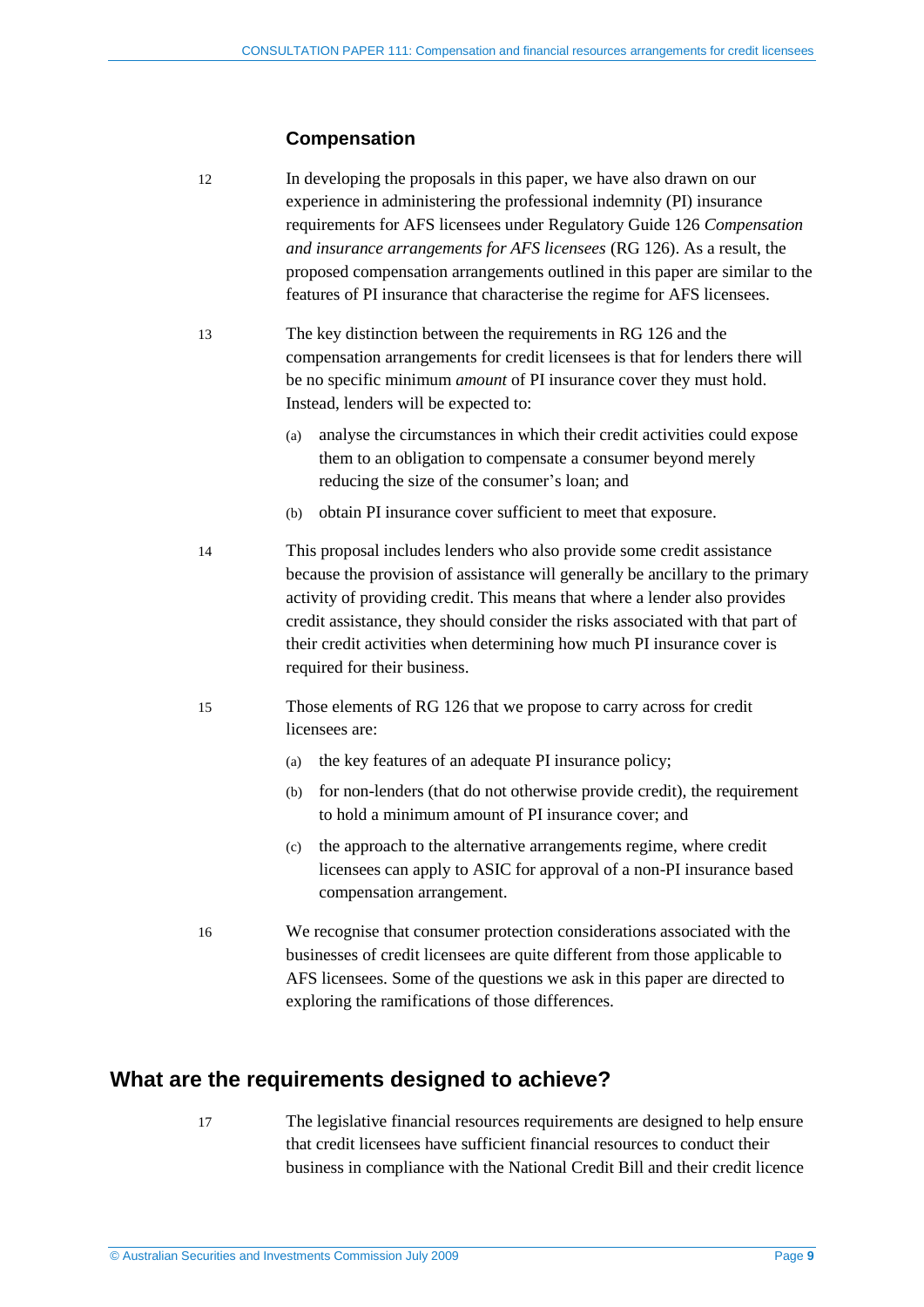### Compensation

12 In developing the proposals in this paper, we have also drawn on our experience in administering the professional indemnity (PI) insurance requirements for AFS licensees under Regulatory Guide 126 *Compensation and insurance arrangements for AFS licensees* (RG 126). As a result, the proposed compensation arrangements outlined in this paper are similar to the features of PI insurance that characterise the regime for AFS licensees.

13 The key distinction between the requirements in RG 126 and the compensation arrangements for credit licensees is that for lenders there will be no specific minimum *amount* of PI insurance cover they must hold. Instead, lenders will be expected to:

(a) analyse the circumstances in which their credit activities could expose them to an obligation to compensate a consumer beyond merely reducing the size of the consumer's loan; and

(b) obtain PI insurance cover sufficient to meet that exposure.

14 This proposal includes lenders who also provide some credit assistance because the provision of assistance will generally be ancillary to the primary activity of providing credit. This means that where a lender also provides credit assistance, they should consider the risks associated with that part of their credit activities when determining how much PI insurance cover is required for their business.

15 Those elements of RG 126 that we propose to carry across for credit licensees are:

(a) the key features of an adequate PI insurance policy;

(b) for non-lenders (that do not otherwise provide credit), the requirement to hold a minimum amount of PI insurance cover; and

(c) the approach to the alternative arrangements regime, where credit licensees can apply to ASIC for approval of a non-PI insurance based compensation arrangement.

16 We recognise that consumer protection considerations associated with the businesses of credit licensees are quite different from those applicable to AFS licensees. Some of the questions we ask in this paper are directed to exploring the ramifications of those differences.

## What are the requirements designed to achieve?

17 The legislative financial resources requirements are designed to help ensure that credit licensees have sufficient financial resources to conduct their business in compliance with the National Credit Bill and their credit licence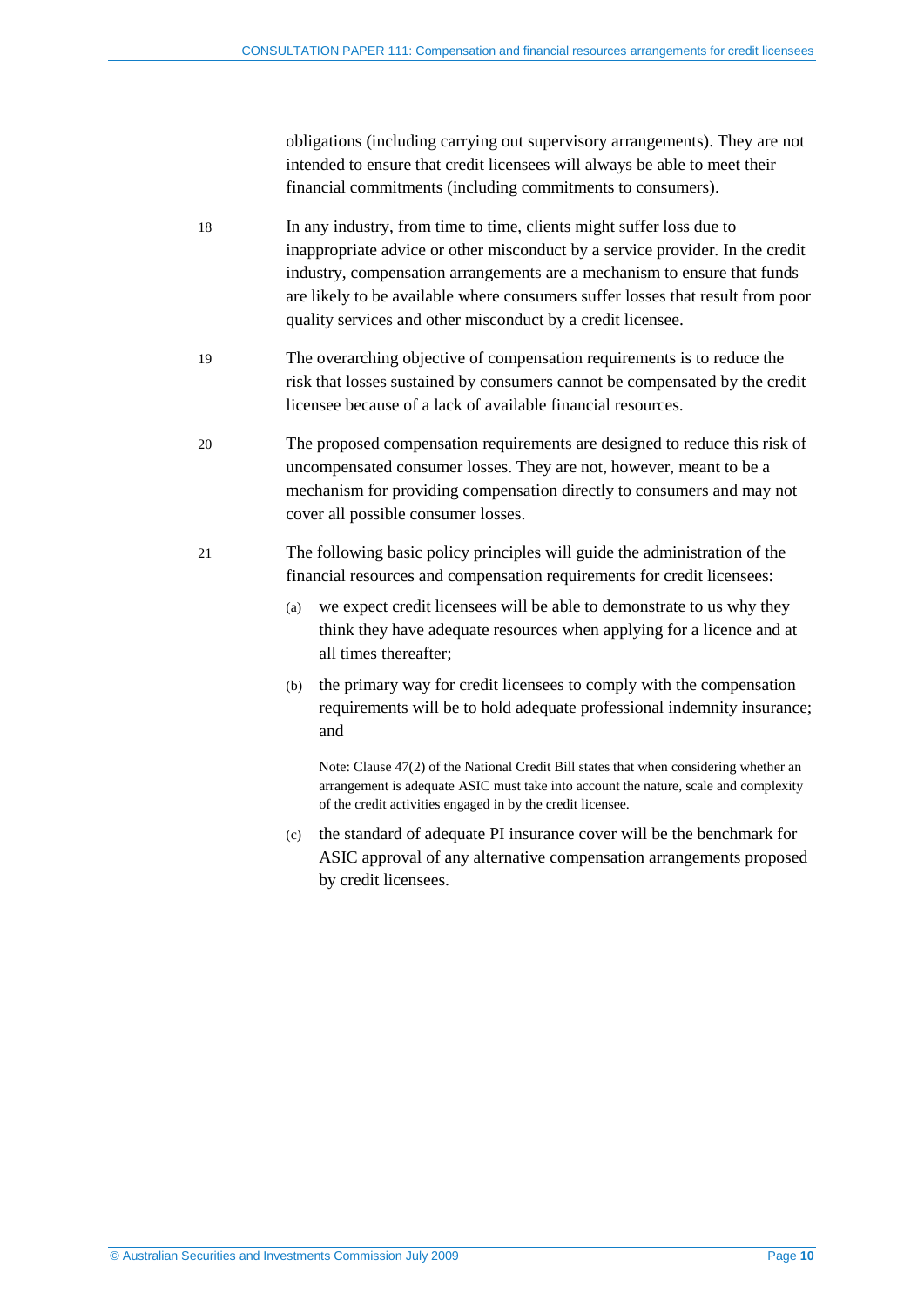obligations (including carrying out supervisory arrangements). They are not intended to ensure that credit licensees will always be able to meet their financial commitments (including commitments to consumers).

18 In any industry, from time to time, clients might suffer loss due to inappropriate advice or other misconduct by a service provider. In the credit industry, compensation arrangements are a mechanism to ensure that funds are likely to be available where consumers suffer losses that result from poor quality services and other misconduct by a credit licensee.

19 The overarching objective of compensation requirements is to reduce the risk that losses sustained by consumers cannot be compensated by the credit licensee because of a lack of available financial resources.

20 The proposed compensation requirements are designed to reduce this risk of uncompensated consumer losses. They are not, however, meant to be a mechanism for providing compensation directly to consumers and may not cover all possible consumer losses.

21 The following basic policy principles will guide the administration of the financial resources and compensation requirements for credit licensees:

(a) we expect credit licensees will be able to demonstrate to us why they think they have adequate resources when applying for a licence and at all times thereafter;

(b) the primary way for credit licensees to comply with the compensation requirements will be to hold adequate professional indemnity insurance; and

Note: Clause 47(2) of the National Credit Bill states that when considering whether an arrangement is adequate ASIC must take into account the nature, scale and complexity of the credit activities engaged in by the credit licensee.

(c) the standard of adequate PI insurance cover will be the benchmark for ASIC approval of any alternative compensation arrangements proposed by credit licensees.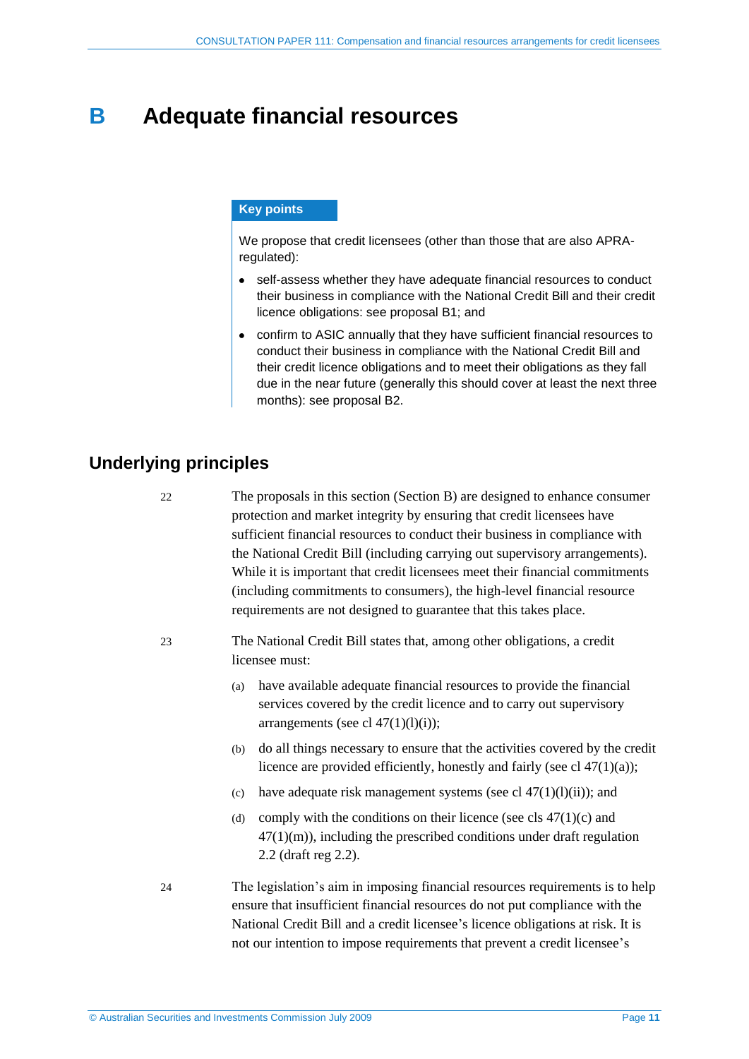# B Adequate financial resources

**Key points**

We propose that credit licensees (other than those that are also APRA-regulated):

- self-assess whether they have adequate financial resources to conduct their business in compliance with the National Credit Bill and their credit licence obligations: see proposal B1; and
- confirm to ASIC annually that they have sufficient financial resources to conduct their business in compliance with the National Credit Bill and their credit licence obligations and to meet their obligations as they fall due in the near future (generally this should cover at least the next three months): see proposal B2.

## Underlying principles

22 The proposals in this section (Section B) are designed to enhance consumer protection and market integrity by ensuring that credit licensees have sufficient financial resources to conduct their business in compliance with the National Credit Bill (including carrying out supervisory arrangements). While it is important that credit licensees meet their financial commitments (including commitments to consumers), the high-level financial resource requirements are not designed to guarantee that this takes place.

23 The National Credit Bill states that, among other obligations, a credit licensee must:

(a) have available adequate financial resources to provide the financial services covered by the credit licence and to carry out supervisory arrangements (see cl 47(1)(l)(i));

(b) do all things necessary to ensure that the activities covered by the credit licence are provided efficiently, honestly and fairly (see cl 47(1)(a));

(c) have adequate risk management systems (see cl 47(1)(l)(ii)); and

(d) comply with the conditions on their licence (see cls 47(1)(c) and 47(1)(m)), including the prescribed conditions under draft regulation 2.2 (draft reg 2.2).

24 The legislation's aim in imposing financial resources requirements is to help ensure that insufficient financial resources do not put compliance with the National Credit Bill and a credit licensee's licence obligations at risk. It is not our intention to impose requirements that prevent a credit licensee's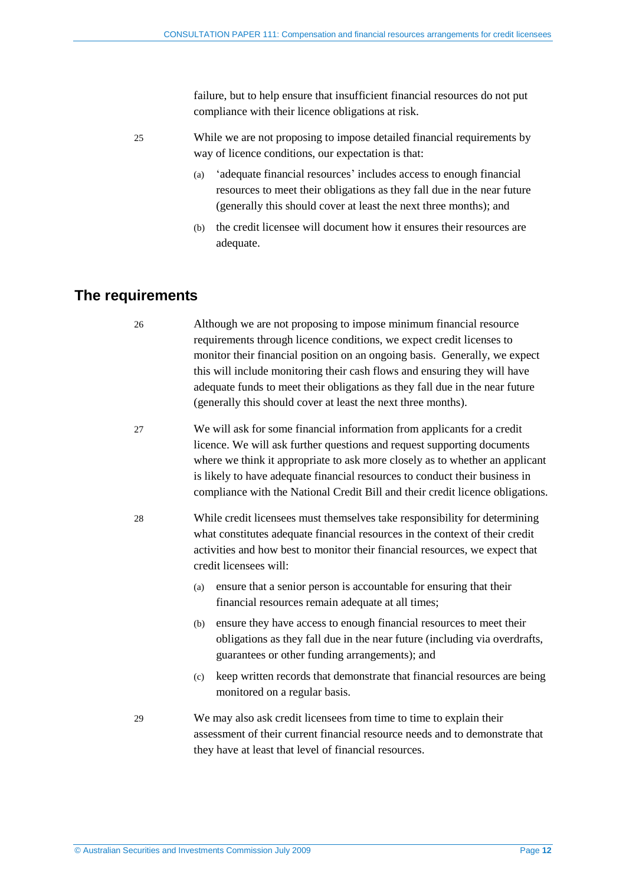failure, but to help ensure that insufficient financial resources do not put compliance with their licence obligations at risk.

25 While we are not proposing to impose detailed financial requirements by way of licence conditions, our expectation is that:

(a) 'adequate financial resources' includes access to enough financial resources to meet their obligations as they fall due in the near future (generally this should cover at least the next three months); and

(b) the credit licensee will document how it ensures their resources are adequate.

## The requirements

26 Although we are not proposing to impose minimum financial resource requirements through licence conditions, we expect credit licenses to monitor their financial position on an ongoing basis. Generally, we expect this will include monitoring their cash flows and ensuring they will have adequate funds to meet their obligations as they fall due in the near future (generally this should cover at least the next three months).

27 We will ask for some financial information from applicants for a credit licence. We will ask further questions and request supporting documents where we think it appropriate to ask more closely as to whether an applicant is likely to have adequate financial resources to conduct their business in compliance with the National Credit Bill and their credit licence obligations.

28 While credit licensees must themselves take responsibility for determining what constitutes adequate financial resources in the context of their credit activities and how best to monitor their financial resources, we expect that credit licensees will:

(a) ensure that a senior person is accountable for ensuring that their financial resources remain adequate at all times;

(b) ensure they have access to enough financial resources to meet their obligations as they fall due in the near future (including via overdrafts, guarantees or other funding arrangements); and

(c) keep written records that demonstrate that financial resources are being monitored on a regular basis.

29 We may also ask credit licensees from time to time to explain their assessment of their current financial resource needs and to demonstrate that they have at least that level of financial resources.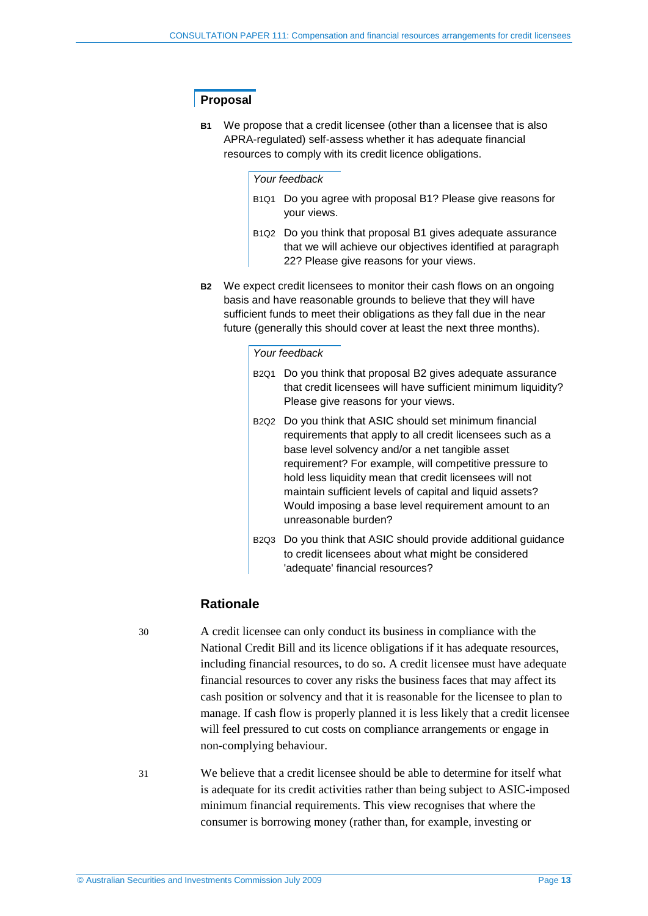## Proposal

**B1** We propose that a credit licensee (other than a licensee that is also APRA-regulated) self-assess whether it has adequate financial resources to comply with its credit licence obligations.

> *Your feedback*
>
> B1Q1 Do you agree with proposal B1? Please give reasons for your views.
>
> B1Q2 Do you think that proposal B1 gives adequate assurance that we will achieve our objectives identified at paragraph 22? Please give reasons for your views.

**B2** We expect credit licensees to monitor their cash flows on an ongoing basis and have reasonable grounds to believe that they will have sufficient funds to meet their obligations as they fall due in the near future (generally this should cover at least the next three months).

> *Your feedback*
>
> B2Q1 Do you think that proposal B2 gives adequate assurance that credit licensees will have sufficient minimum liquidity? Please give reasons for your views.
>
> B2Q2 Do you think that ASIC should set minimum financial requirements that apply to all credit licensees such as a base level solvency and/or a net tangible asset requirement? For example, will competitive pressure to hold less liquidity mean that credit licensees will not maintain sufficient levels of capital and liquid assets? Would imposing a base level requirement amount to an unreasonable burden?
>
> B2Q3 Do you think that ASIC should provide additional guidance to credit licensees about what might be considered 'adequate' financial resources?

## Rationale

30 A credit licensee can only conduct its business in compliance with the National Credit Bill and its licence obligations if it has adequate resources, including financial resources, to do so. A credit licensee must have adequate financial resources to cover any risks the business faces that may affect its cash position or solvency and that it is reasonable for the licensee to plan to manage. If cash flow is properly planned it is less likely that a credit licensee will feel pressured to cut costs on compliance arrangements or engage in non-complying behaviour.

31 We believe that a credit licensee should be able to determine for itself what is adequate for its credit activities rather than being subject to ASIC-imposed minimum financial requirements. This view recognises that where the consumer is borrowing money (rather than, for example, investing or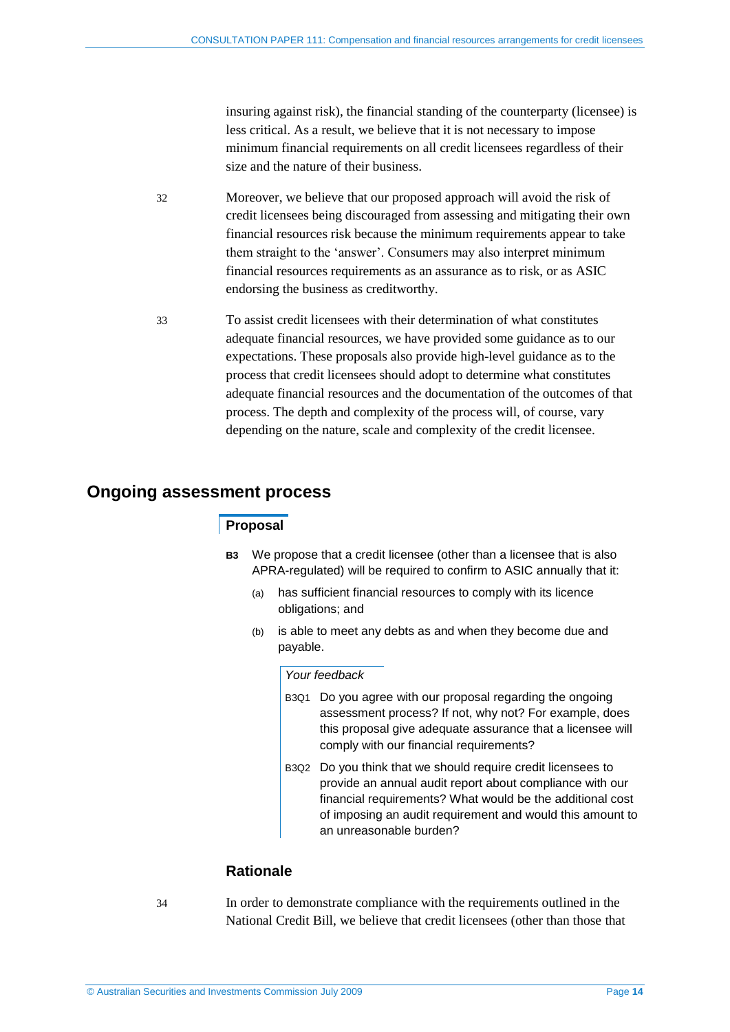insuring against risk), the financial standing of the counterparty (licensee) is less critical. As a result, we believe that it is not necessary to impose minimum financial requirements on all credit licensees regardless of their size and the nature of their business.

32 Moreover, we believe that our proposed approach will avoid the risk of credit licensees being discouraged from assessing and mitigating their own financial resources risk because the minimum requirements appear to take them straight to the 'answer'. Consumers may also interpret minimum financial resources requirements as an assurance as to risk, or as ASIC endorsing the business as creditworthy.

33 To assist credit licensees with their determination of what constitutes adequate financial resources, we have provided some guidance as to our expectations. These proposals also provide high-level guidance as to the process that credit licensees should adopt to determine what constitutes adequate financial resources and the documentation of the outcomes of that process. The depth and complexity of the process will, of course, vary depending on the nature, scale and complexity of the credit licensee.

## Ongoing assessment process

### Proposal

**B3** We propose that a credit licensee (other than a licensee that is also APRA-regulated) will be required to confirm to ASIC annually that it:

(a) has sufficient financial resources to comply with its licence obligations; and

(b) is able to meet any debts as and when they become due and payable.

*Your feedback*

B3Q1 Do you agree with our proposal regarding the ongoing assessment process? If not, why not? For example, does this proposal give adequate assurance that a licensee will comply with our financial requirements?

B3Q2 Do you think that we should require credit licensees to provide an annual audit report about compliance with our financial requirements? What would be the additional cost of imposing an audit requirement and would this amount to an unreasonable burden?

### Rationale

34 In order to demonstrate compliance with the requirements outlined in the National Credit Bill, we believe that credit licensees (other than those that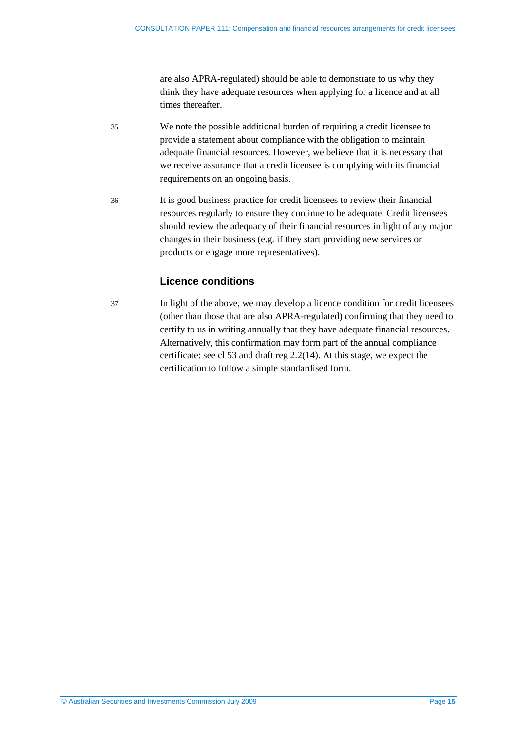are also APRA-regulated) should be able to demonstrate to us why they think they have adequate resources when applying for a licence and at all times thereafter.

35 We note the possible additional burden of requiring a credit licensee to provide a statement about compliance with the obligation to maintain adequate financial resources. However, we believe that it is necessary that we receive assurance that a credit licensee is complying with its financial requirements on an ongoing basis.

36 It is good business practice for credit licensees to review their financial resources regularly to ensure they continue to be adequate. Credit licensees should review the adequacy of their financial resources in light of any major changes in their business (e.g. if they start providing new services or products or engage more representatives).

### Licence conditions

37 In light of the above, we may develop a licence condition for credit licensees (other than those that are also APRA-regulated) confirming that they need to certify to us in writing annually that they have adequate financial resources. Alternatively, this confirmation may form part of the annual compliance certificate: see cl 53 and draft reg 2.2(14). At this stage, we expect the certification to follow a simple standardised form.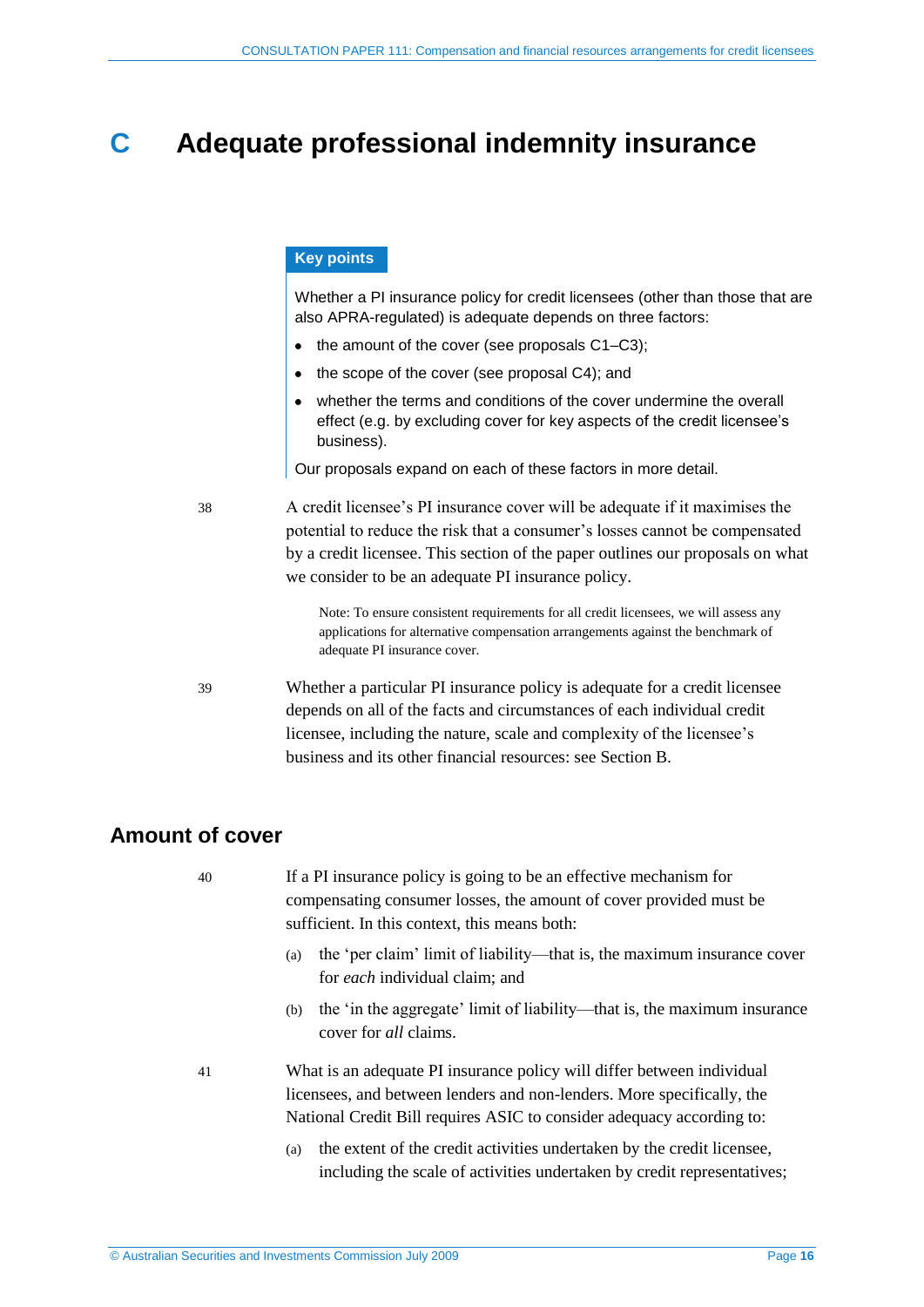# C Adequate professional indemnity insurance

**Key points**

Whether a PI insurance policy for credit licensees (other than those that are also APRA-regulated) is adequate depends on three factors:

- the amount of the cover (see proposals C1–C3);
- the scope of the cover (see proposal C4); and
- whether the terms and conditions of the cover undermine the overall effect (e.g. by excluding cover for key aspects of the credit licensee's business).

Our proposals expand on each of these factors in more detail.

38 A credit licensee's PI insurance cover will be adequate if it maximises the potential to reduce the risk that a consumer's losses cannot be compensated by a credit licensee. This section of the paper outlines our proposals on what we consider to be an adequate PI insurance policy.

> Note: To ensure consistent requirements for all credit licensees, we will assess any applications for alternative compensation arrangements against the benchmark of adequate PI insurance cover.

39 Whether a particular PI insurance policy is adequate for a credit licensee depends on all of the facts and circumstances of each individual credit licensee, including the nature, scale and complexity of the licensee's business and its other financial resources: see Section B.

## Amount of cover

40 If a PI insurance policy is going to be an effective mechanism for compensating consumer losses, the amount of cover provided must be sufficient. In this context, this means both:

(a) the 'per claim' limit of liability—that is, the maximum insurance cover for *each* individual claim; and

(b) the 'in the aggregate' limit of liability—that is, the maximum insurance cover for *all* claims.

41 What is an adequate PI insurance policy will differ between individual licensees, and between lenders and non-lenders. More specifically, the National Credit Bill requires ASIC to consider adequacy according to:

(a) the extent of the credit activities undertaken by the credit licensee, including the scale of activities undertaken by credit representatives;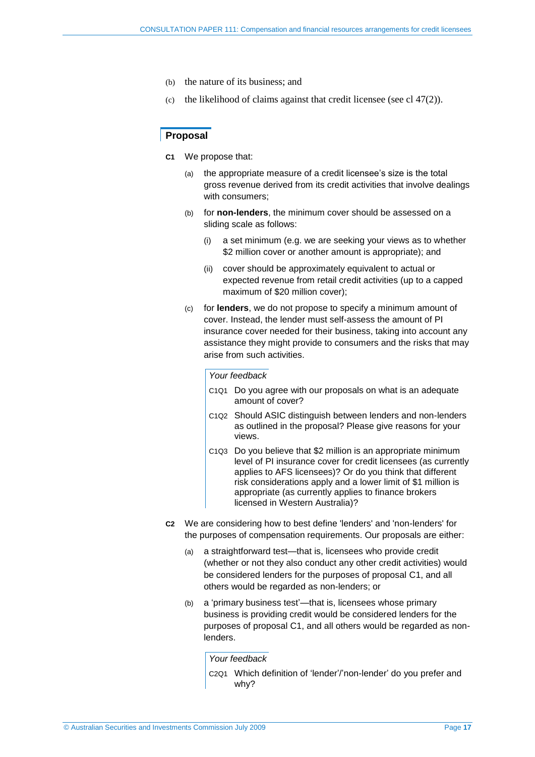(b) the nature of its business; and

(c) the likelihood of claims against that credit licensee (see cl 47(2)).

## Proposal

**C1** We propose that:

(a) the appropriate measure of a credit licensee's size is the total gross revenue derived from its credit activities that involve dealings with consumers;

(b) for **non-lenders**, the minimum cover should be assessed on a sliding scale as follows:

(i) a set minimum (e.g. we are seeking your views as to whether $2 million cover or another amount is appropriate); and

(ii) cover should be approximately equivalent to actual or expected revenue from retail credit activities (up to a capped maximum of $20 million cover);

(c) for **lenders**, we do not propose to specify a minimum amount of cover. Instead, the lender must self-assess the amount of PI insurance cover needed for their business, taking into account any assistance they might provide to consumers and the risks that may arise from such activities.

*Your feedback*

C1Q1 Do you agree with our proposals on what is an adequate amount of cover?

C1Q2 Should ASIC distinguish between lenders and non-lenders as outlined in the proposal? Please give reasons for your views.

C1Q3 Do you believe that $2 million is an appropriate minimum level of PI insurance cover for credit licensees (as currently applies to AFS licensees)? Or do you think that different risk considerations apply and a lower limit of $1 million is appropriate (as currently applies to finance brokers licensed in Western Australia)?

**C2** We are considering how to best define 'lenders' and 'non-lenders' for the purposes of compensation requirements. Our proposals are either:

(a) a straightforward test—that is, licensees who provide credit (whether or not they also conduct any other credit activities) would be considered lenders for the purposes of proposal C1, and all others would be regarded as non-lenders; or

(b) a 'primary business test'—that is, licensees whose primary business is providing credit would be considered lenders for the purposes of proposal C1, and all others would be regarded as non-lenders.

*Your feedback*

C2Q1 Which definition of 'lender'/'non-lender' do you prefer and why?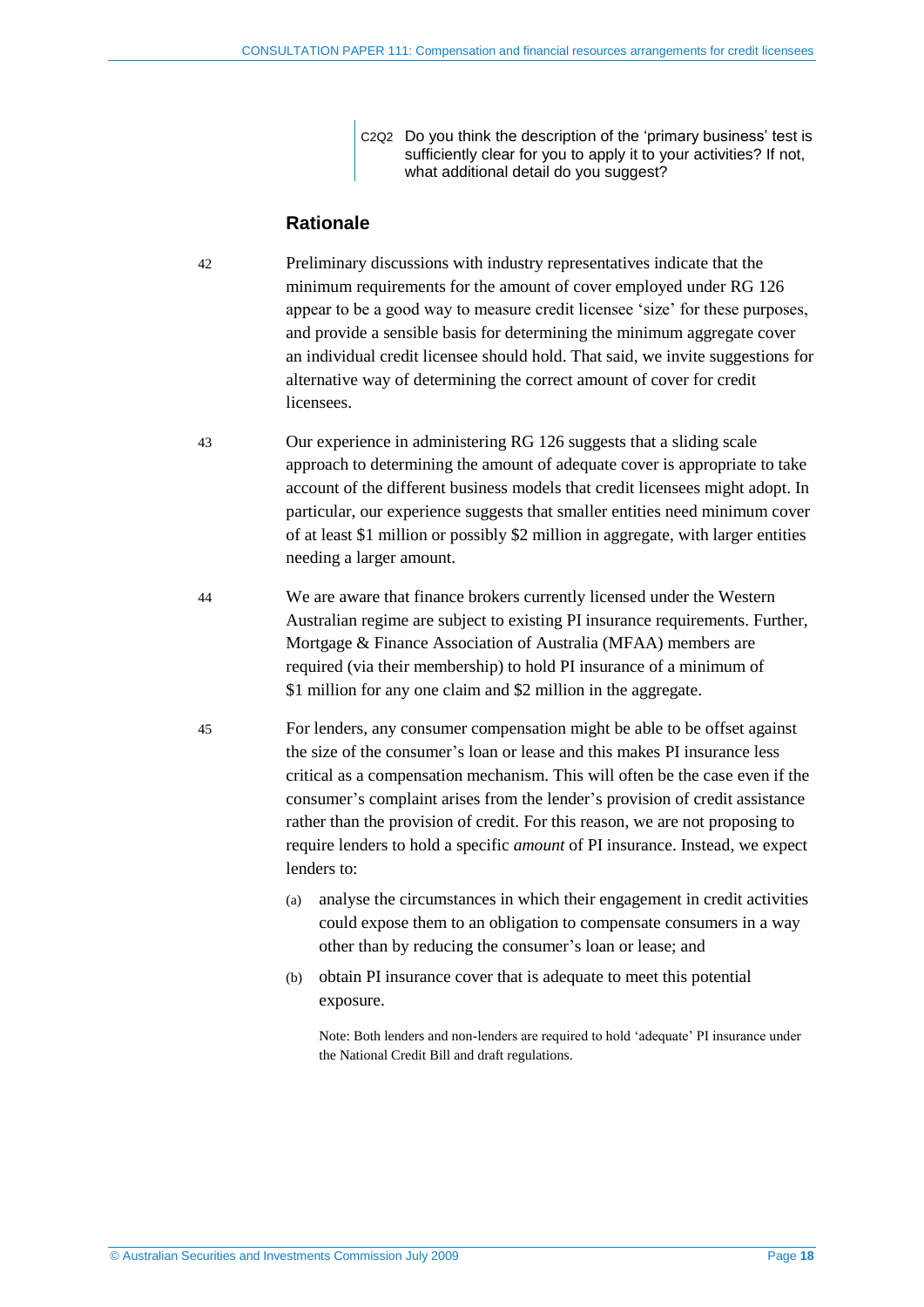C2Q2 Do you think the description of the 'primary business' test is sufficiently clear for you to apply it to your activities? If not, what additional detail do you suggest?

## Rationale

42 Preliminary discussions with industry representatives indicate that the minimum requirements for the amount of cover employed under RG 126 appear to be a good way to measure credit licensee 'size' for these purposes, and provide a sensible basis for determining the minimum aggregate cover an individual credit licensee should hold. That said, we invite suggestions for alternative way of determining the correct amount of cover for credit licensees.

43 Our experience in administering RG 126 suggests that a sliding scale approach to determining the amount of adequate cover is appropriate to take account of the different business models that credit licensees might adopt. In particular, our experience suggests that smaller entities need minimum cover of at least $1 million or possibly $2 million in aggregate, with larger entities needing a larger amount.

44 We are aware that finance brokers currently licensed under the Western Australian regime are subject to existing PI insurance requirements. Further, Mortgage & Finance Association of Australia (MFAA) members are required (via their membership) to hold PI insurance of a minimum of $1 million for any one claim and $2 million in the aggregate.

45 For lenders, any consumer compensation might be able to be offset against the size of the consumer's loan or lease and this makes PI insurance less critical as a compensation mechanism. This will often be the case even if the consumer's complaint arises from the lender's provision of credit assistance rather than the provision of credit. For this reason, we are not proposing to require lenders to hold a specific *amount* of PI insurance. Instead, we expect lenders to:

(a) analyse the circumstances in which their engagement in credit activities could expose them to an obligation to compensate consumers in a way other than by reducing the consumer's loan or lease; and

(b) obtain PI insurance cover that is adequate to meet this potential exposure.

Note: Both lenders and non-lenders are required to hold 'adequate' PI insurance under the National Credit Bill and draft regulations.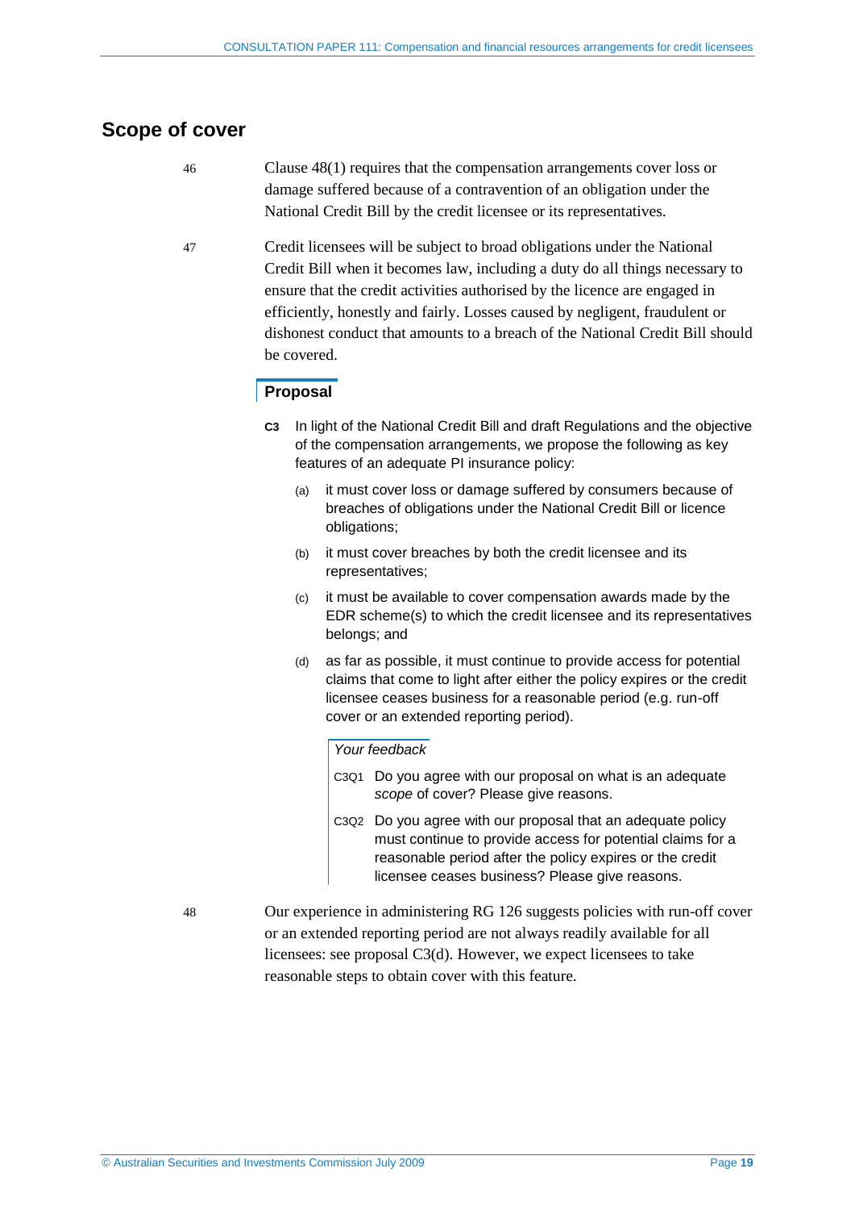## Scope of cover

46 Clause 48(1) requires that the compensation arrangements cover loss or damage suffered because of a contravention of an obligation under the National Credit Bill by the credit licensee or its representatives.

47 Credit licensees will be subject to broad obligations under the National Credit Bill when it becomes law, including a duty do all things necessary to ensure that the credit activities authorised by the licence are engaged in efficiently, honestly and fairly. Losses caused by negligent, fraudulent or dishonest conduct that amounts to a breach of the National Credit Bill should be covered.

### Proposal

**C3** In light of the National Credit Bill and draft Regulations and the objective of the compensation arrangements, we propose the following as key features of an adequate PI insurance policy:

(a) it must cover loss or damage suffered by consumers because of breaches of obligations under the National Credit Bill or licence obligations;

(b) it must cover breaches by both the credit licensee and its representatives;

(c) it must be available to cover compensation awards made by the EDR scheme(s) to which the credit licensee and its representatives belongs; and

(d) as far as possible, it must continue to provide access for potential claims that come to light after either the policy expires or the credit licensee ceases business for a reasonable period (e.g. run-off cover or an extended reporting period).

*Your feedback*

C3Q1 Do you agree with our proposal on what is an adequate *scope* of cover? Please give reasons.

C3Q2 Do you agree with our proposal that an adequate policy must continue to provide access for potential claims for a reasonable period after the policy expires or the credit licensee ceases business? Please give reasons.

48 Our experience in administering RG 126 suggests policies with run-off cover or an extended reporting period are not always readily available for all licensees: see proposal C3(d). However, we expect licensees to take reasonable steps to obtain cover with this feature.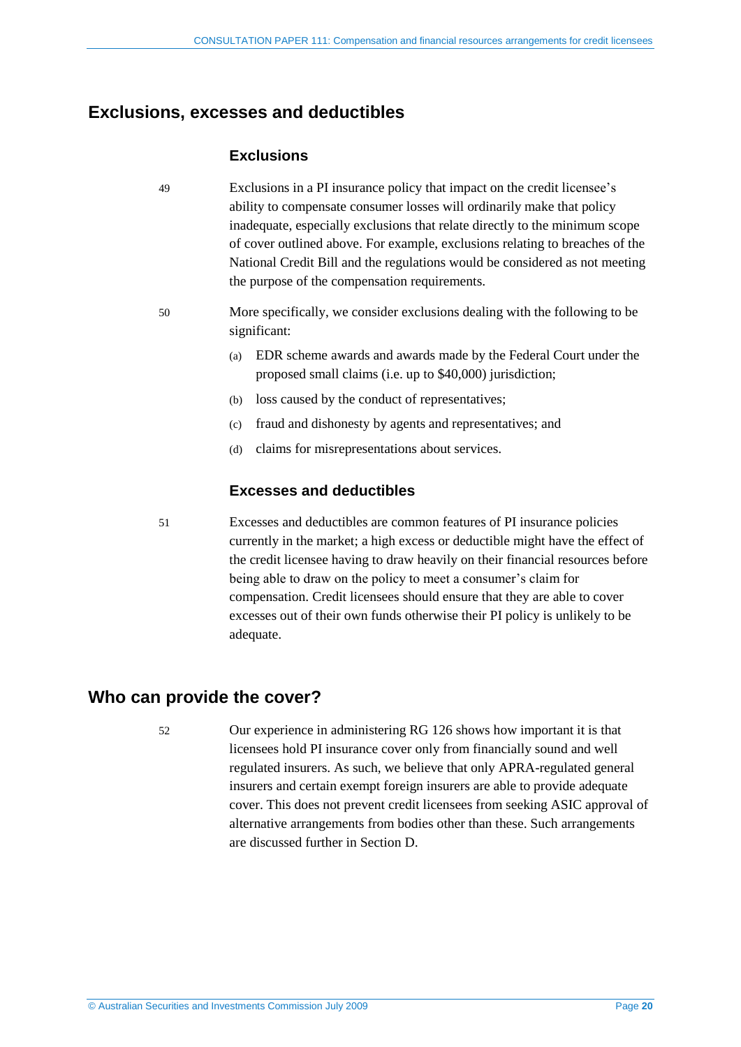## Exclusions, excesses and deductibles

### Exclusions

49 Exclusions in a PI insurance policy that impact on the credit licensee's ability to compensate consumer losses will ordinarily make that policy inadequate, especially exclusions that relate directly to the minimum scope of cover outlined above. For example, exclusions relating to breaches of the National Credit Bill and the regulations would be considered as not meeting the purpose of the compensation requirements.

50 More specifically, we consider exclusions dealing with the following to be significant:

(a) EDR scheme awards and awards made by the Federal Court under the proposed small claims (i.e. up to $40,000) jurisdiction;

(b) loss caused by the conduct of representatives;

(c) fraud and dishonesty by agents and representatives; and

(d) claims for misrepresentations about services.

### Excesses and deductibles

51 Excesses and deductibles are common features of PI insurance policies currently in the market; a high excess or deductible might have the effect of the credit licensee having to draw heavily on their financial resources before being able to draw on the policy to meet a consumer's claim for compensation. Credit licensees should ensure that they are able to cover excesses out of their own funds otherwise their PI policy is unlikely to be adequate.

## Who can provide the cover?

52 Our experience in administering RG 126 shows how important it is that licensees hold PI insurance cover only from financially sound and well regulated insurers. As such, we believe that only APRA-regulated general insurers and certain exempt foreign insurers are able to provide adequate cover. This does not prevent credit licensees from seeking ASIC approval of alternative arrangements from bodies other than these. Such arrangements are discussed further in Section D.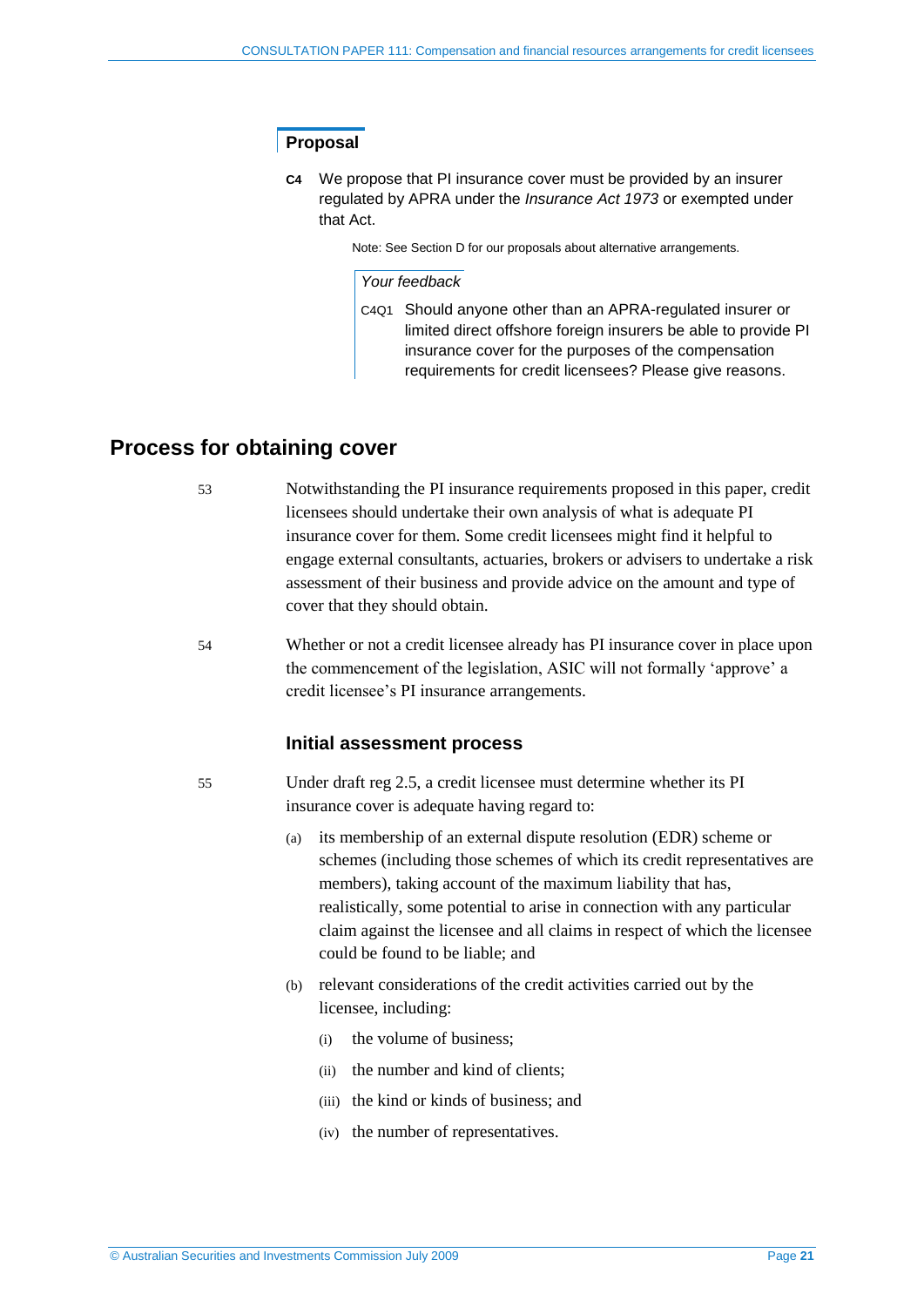### Proposal

**C4** We propose that PI insurance cover must be provided by an insurer regulated by APRA under the *Insurance Act 1973* or exempted under that Act.

Note: See Section D for our proposals about alternative arrangements.

*Your feedback*

C4Q1 Should anyone other than an APRA-regulated insurer or limited direct offshore foreign insurers be able to provide PI insurance cover for the purposes of the compensation requirements for credit licensees? Please give reasons.

## Process for obtaining cover

53 Notwithstanding the PI insurance requirements proposed in this paper, credit licensees should undertake their own analysis of what is adequate PI insurance cover for them. Some credit licensees might find it helpful to engage external consultants, actuaries, brokers or advisers to undertake a risk assessment of their business and provide advice on the amount and type of cover that they should obtain.

54 Whether or not a credit licensee already has PI insurance cover in place upon the commencement of the legislation, ASIC will not formally 'approve' a credit licensee's PI insurance arrangements.

### Initial assessment process

55 Under draft reg 2.5, a credit licensee must determine whether its PI insurance cover is adequate having regard to:

(a) its membership of an external dispute resolution (EDR) scheme or schemes (including those schemes of which its credit representatives are members), taking account of the maximum liability that has, realistically, some potential to arise in connection with any particular claim against the licensee and all claims in respect of which the licensee could be found to be liable; and

(b) relevant considerations of the credit activities carried out by the licensee, including:

(i) the volume of business;

(ii) the number and kind of clients;

(iii) the kind or kinds of business; and

(iv) the number of representatives.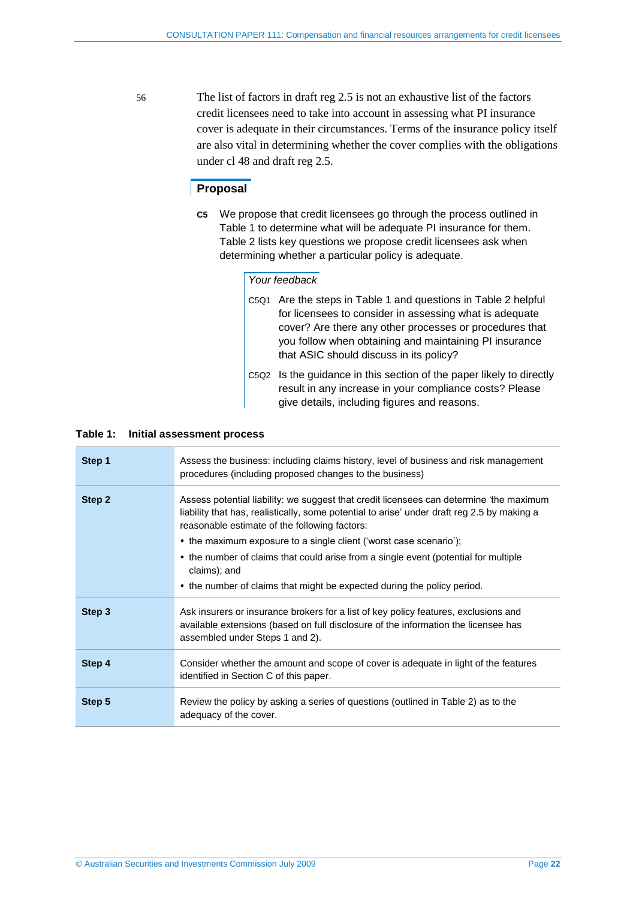56 The list of factors in draft reg 2.5 is not an exhaustive list of the factors credit licensees need to take into account in assessing what PI insurance cover is adequate in their circumstances. Terms of the insurance policy itself are also vital in determining whether the cover complies with the obligations under cl 48 and draft reg 2.5.

## Proposal

**C5** We propose that credit licensees go through the process outlined in Table 1 to determine what will be adequate PI insurance for them. Table 2 lists key questions we propose credit licensees ask when determining whether a particular policy is adequate.

*Your feedback*

C5Q1 Are the steps in Table 1 and questions in Table 2 helpful for licensees to consider in assessing what is adequate cover? Are there any other processes or procedures that you follow when obtaining and maintaining PI insurance that ASIC should discuss in its policy?

C5Q2 Is the guidance in this section of the paper likely to directly result in any increase in your compliance costs? Please give details, including figures and reasons.

**Table 1: Initial assessment process**

| | |
|---|---|
| **Step 1** | Assess the business: including claims history, level of business and risk management procedures (including proposed changes to the business) |
| **Step 2** | Assess potential liability: we suggest that credit licensees can determine 'the maximum liability that has, realistically, some potential to arise' under draft reg 2.5 by making a reasonable estimate of the following factors:<br>• the maximum exposure to a single client ('worst case scenario');<br>• the number of claims that could arise from a single event (potential for multiple claims); and<br>• the number of claims that might be expected during the policy period. |
| **Step 3** | Ask insurers or insurance brokers for a list of key policy features, exclusions and available extensions (based on full disclosure of the information the licensee has assembled under Steps 1 and 2). |
| **Step 4** | Consider whether the amount and scope of cover is adequate in light of the features identified in Section C of this paper. |
| **Step 5** | Review the policy by asking a series of questions (outlined in Table 2) as to the adequacy of the cover. |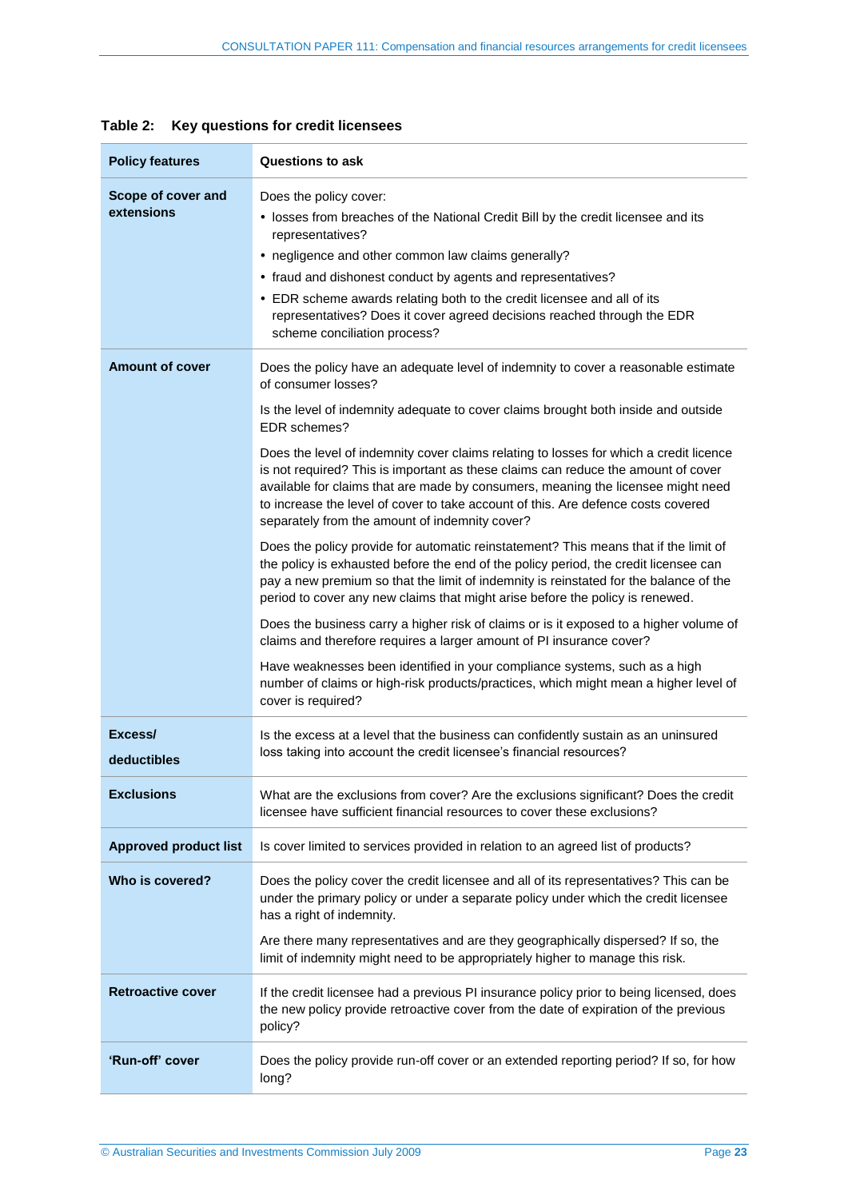**Table 2: Key questions for credit licensees**

| Policy features | Questions to ask |
|---|---|
| **Scope of cover and extensions** | Does the policy cover: <br>• losses from breaches of the National Credit Bill by the credit licensee and its representatives? <br>• negligence and other common law claims generally? <br>• fraud and dishonest conduct by agents and representatives? <br>• EDR scheme awards relating both to the credit licensee and all of its representatives? Does it cover agreed decisions reached through the EDR scheme conciliation process? |
| **Amount of cover** | Does the policy have an adequate level of indemnity to cover a reasonable estimate of consumer losses? <br><br>Is the level of indemnity adequate to cover claims brought both inside and outside EDR schemes? <br><br>Does the level of indemnity cover claims relating to losses for which a credit licence is not required? This is important as these claims can reduce the amount of cover available for claims that are made by consumers, meaning the licensee might need to increase the level of cover to take account of this. Are defence costs covered separately from the amount of indemnity cover? <br><br>Does the policy provide for automatic reinstatement? This means that if the limit of the policy is exhausted before the end of the policy period, the credit licensee can pay a new premium so that the limit of indemnity is reinstated for the balance of the period to cover any new claims that might arise before the policy is renewed. <br><br>Does the business carry a higher risk of claims or is it exposed to a higher volume of claims and therefore requires a larger amount of PI insurance cover? <br><br>Have weaknesses been identified in your compliance systems, such as a high number of claims or high-risk products/practices, which might mean a higher level of cover is required? |
| **Excess/ deductibles** | Is the excess at a level that the business can confidently sustain as an uninsured loss taking into account the credit licensee's financial resources? |
| **Exclusions** | What are the exclusions from cover? Are the exclusions significant? Does the credit licensee have sufficient financial resources to cover these exclusions? |
| **Approved product list** | Is cover limited to services provided in relation to an agreed list of products? |
| **Who is covered?** | Does the policy cover the credit licensee and all of its representatives? This can be under the primary policy or under a separate policy under which the credit licensee has a right of indemnity. <br><br>Are there many representatives and are they geographically dispersed? If so, the limit of indemnity might need to be appropriately higher to manage this risk. |
| **Retroactive cover** | If the credit licensee had a previous PI insurance policy prior to being licensed, does the new policy provide retroactive cover from the date of expiration of the previous policy? |
| **'Run-off' cover** | Does the policy provide run-off cover or an extended reporting period? If so, for how long? |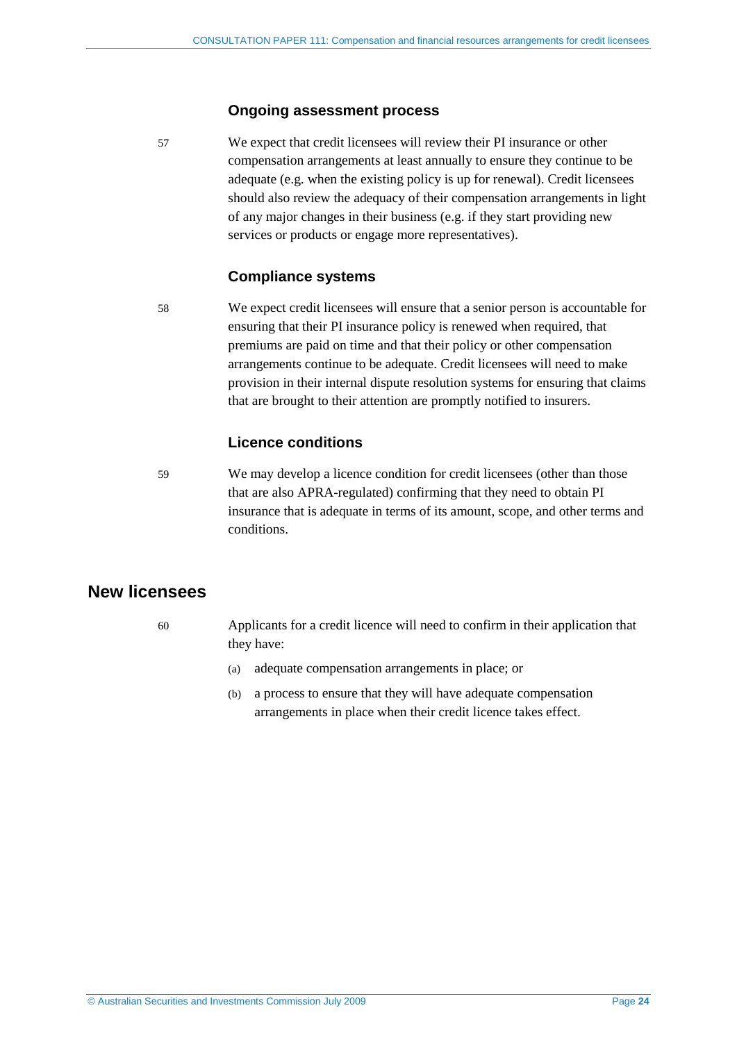### Ongoing assessment process

57 We expect that credit licensees will review their PI insurance or other compensation arrangements at least annually to ensure they continue to be adequate (e.g. when the existing policy is up for renewal). Credit licensees should also review the adequacy of their compensation arrangements in light of any major changes in their business (e.g. if they start providing new services or products or engage more representatives).

### Compliance systems

58 We expect credit licensees will ensure that a senior person is accountable for ensuring that their PI insurance policy is renewed when required, that premiums are paid on time and that their policy or other compensation arrangements continue to be adequate. Credit licensees will need to make provision in their internal dispute resolution systems for ensuring that claims that are brought to their attention are promptly notified to insurers.

### Licence conditions

59 We may develop a licence condition for credit licensees (other than those that are also APRA-regulated) confirming that they need to obtain PI insurance that is adequate in terms of its amount, scope, and other terms and conditions.

## New licensees

60 Applicants for a credit licence will need to confirm in their application that they have:

(a) adequate compensation arrangements in place; or

(b) a process to ensure that they will have adequate compensation arrangements in place when their credit licence takes effect.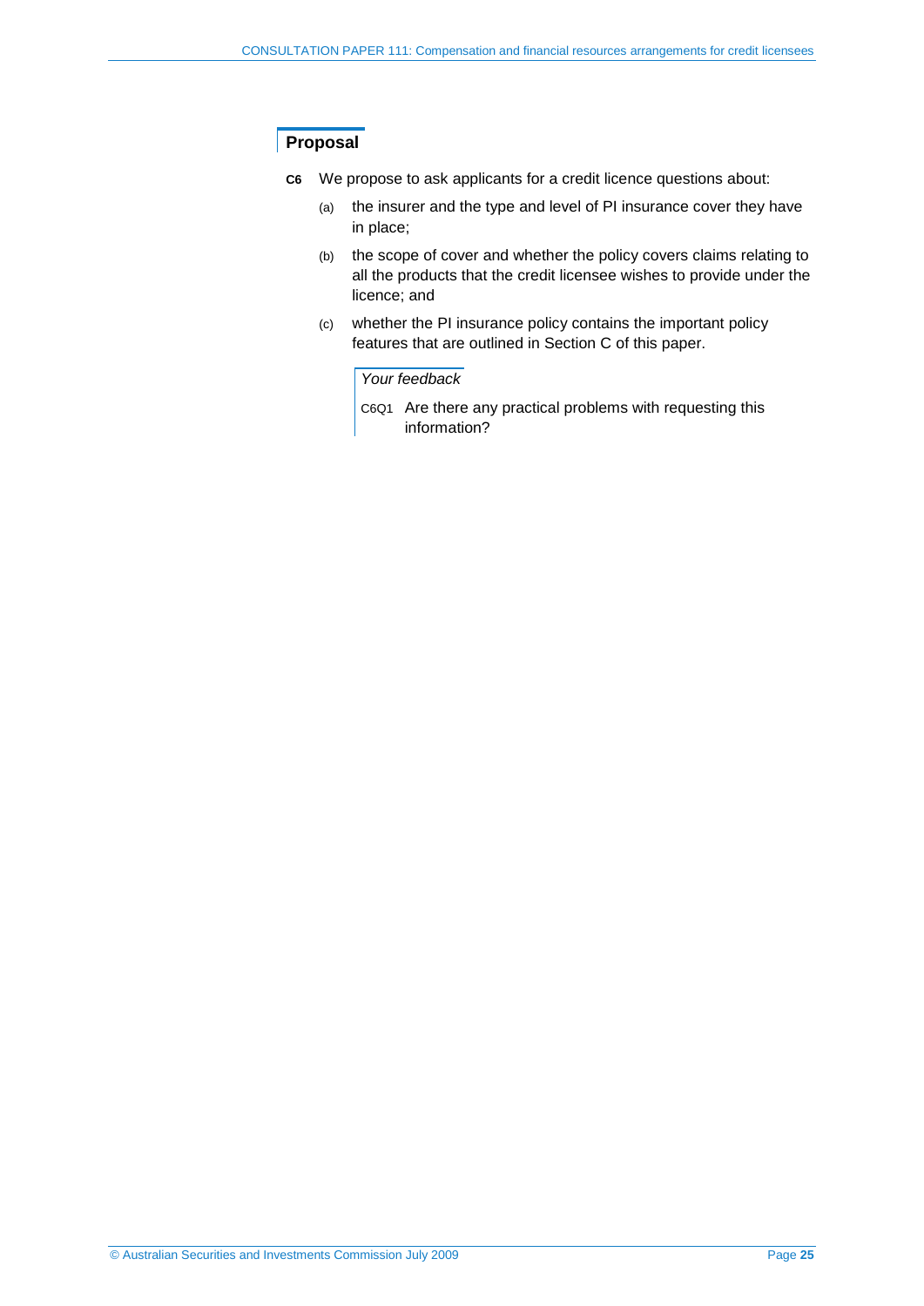## Proposal

**C6** We propose to ask applicants for a credit licence questions about:

(a) the insurer and the type and level of PI insurance cover they have in place;

(b) the scope of cover and whether the policy covers claims relating to all the products that the credit licensee wishes to provide under the licence; and

(c) whether the PI insurance policy contains the important policy features that are outlined in Section C of this paper.

*Your feedback*

C6Q1 Are there any practical problems with requesting this information?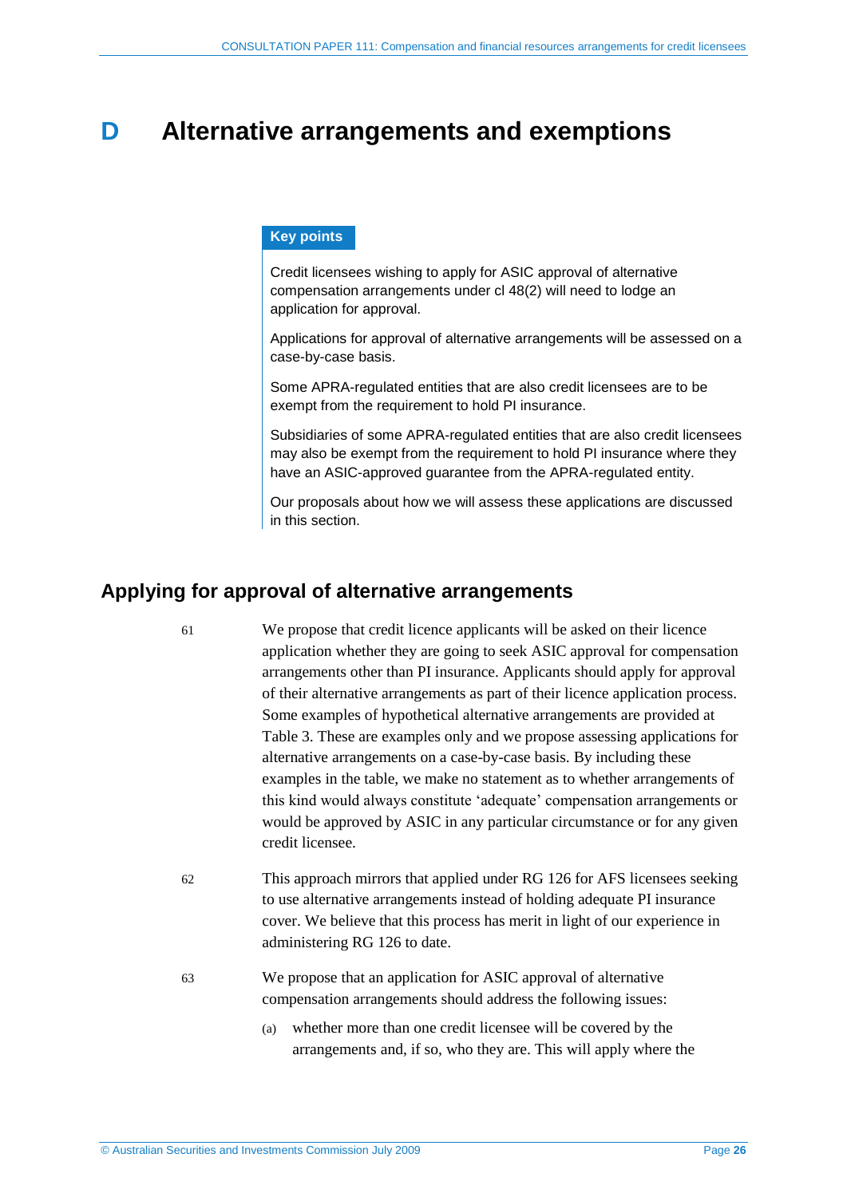# D Alternative arrangements and exemptions

**Key points**

Credit licensees wishing to apply for ASIC approval of alternative compensation arrangements under cl 48(2) will need to lodge an application for approval.

Applications for approval of alternative arrangements will be assessed on a case-by-case basis.

Some APRA-regulated entities that are also credit licensees are to be exempt from the requirement to hold PI insurance.

Subsidiaries of some APRA-regulated entities that are also credit licensees may also be exempt from the requirement to hold PI insurance where they have an ASIC-approved guarantee from the APRA-regulated entity.

Our proposals about how we will assess these applications are discussed in this section.

## Applying for approval of alternative arrangements

61 We propose that credit licence applicants will be asked on their licence application whether they are going to seek ASIC approval for compensation arrangements other than PI insurance. Applicants should apply for approval of their alternative arrangements as part of their licence application process. Some examples of hypothetical alternative arrangements are provided at Table 3. These are examples only and we propose assessing applications for alternative arrangements on a case-by-case basis. By including these examples in the table, we make no statement as to whether arrangements of this kind would always constitute 'adequate' compensation arrangements or would be approved by ASIC in any particular circumstance or for any given credit licensee.

62 This approach mirrors that applied under RG 126 for AFS licensees seeking to use alternative arrangements instead of holding adequate PI insurance cover. We believe that this process has merit in light of our experience in administering RG 126 to date.

63 We propose that an application for ASIC approval of alternative compensation arrangements should address the following issues:

(a) whether more than one credit licensee will be covered by the arrangements and, if so, who they are. This will apply where the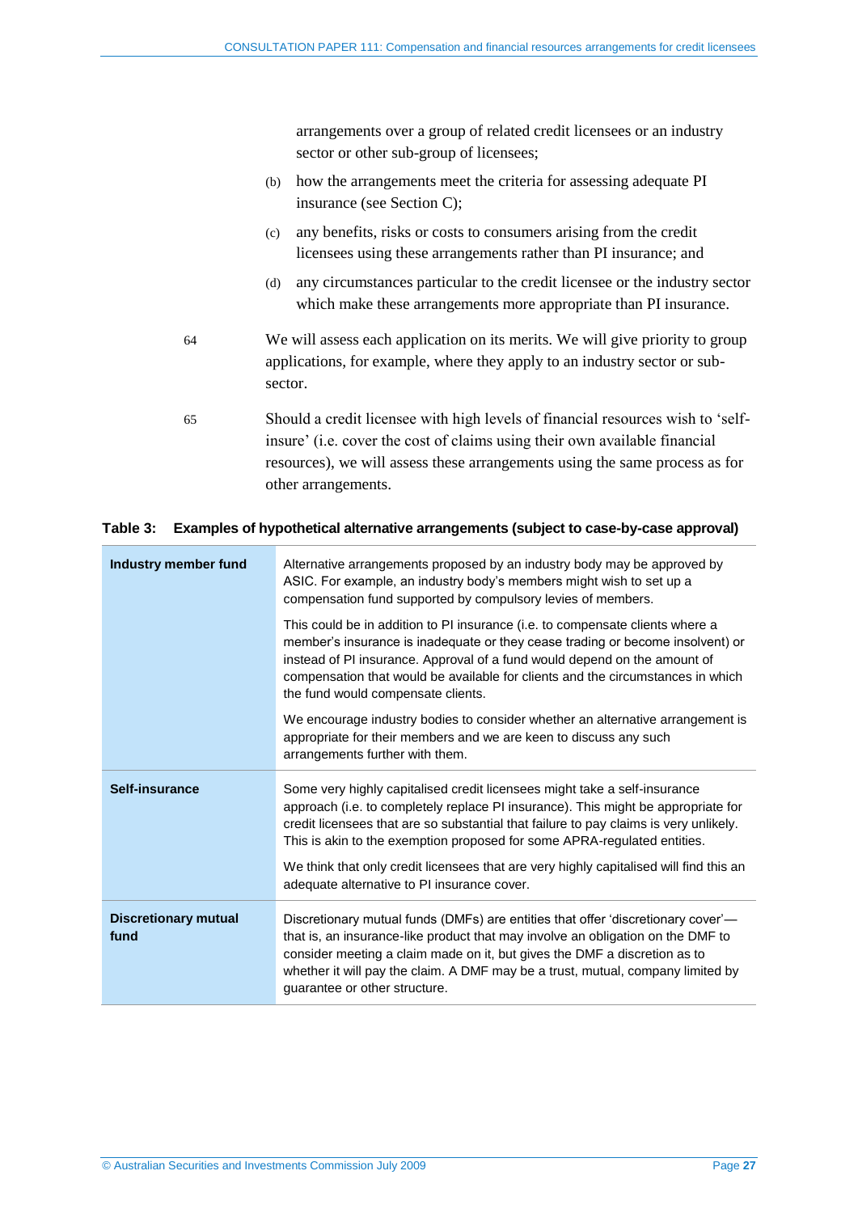arrangements over a group of related credit licensees or an industry sector or other sub-group of licensees;

(b) how the arrangements meet the criteria for assessing adequate PI insurance (see Section C);

(c) any benefits, risks or costs to consumers arising from the credit licensees using these arrangements rather than PI insurance; and

(d) any circumstances particular to the credit licensee or the industry sector which make these arrangements more appropriate than PI insurance.

64 We will assess each application on its merits. We will give priority to group applications, for example, where they apply to an industry sector or sub-sector.

65 Should a credit licensee with high levels of financial resources wish to 'self-insure' (i.e. cover the cost of claims using their own available financial resources), we will assess these arrangements using the same process as for other arrangements.

**Table 3: Examples of hypothetical alternative arrangements (subject to case-by-case approval)**

| | |
|---|---|
| **Industry member fund** | Alternative arrangements proposed by an industry body may be approved by ASIC. For example, an industry body's members might wish to set up a compensation fund supported by compulsory levies of members.<br><br>This could be in addition to PI insurance (i.e. to compensate clients where a member's insurance is inadequate or they cease trading or become insolvent) or instead of PI insurance. Approval of a fund would depend on the amount of compensation that would be available for clients and the circumstances in which the fund would compensate clients.<br><br>We encourage industry bodies to consider whether an alternative arrangement is appropriate for their members and we are keen to discuss any such arrangements further with them. |
| **Self-insurance** | Some very highly capitalised credit licensees might take a self-insurance approach (i.e. to completely replace PI insurance). This might be appropriate for credit licensees that are so substantial that failure to pay claims is very unlikely. This is akin to the exemption proposed for some APRA-regulated entities.<br><br>We think that only credit licensees that are very highly capitalised will find this an adequate alternative to PI insurance cover. |
| **Discretionary mutual fund** | Discretionary mutual funds (DMFs) are entities that offer 'discretionary cover'—that is, an insurance-like product that may involve an obligation on the DMF to consider meeting a claim made on it, but gives the DMF a discretion as to whether it will pay the claim. A DMF may be a trust, mutual, company limited by guarantee or other structure. |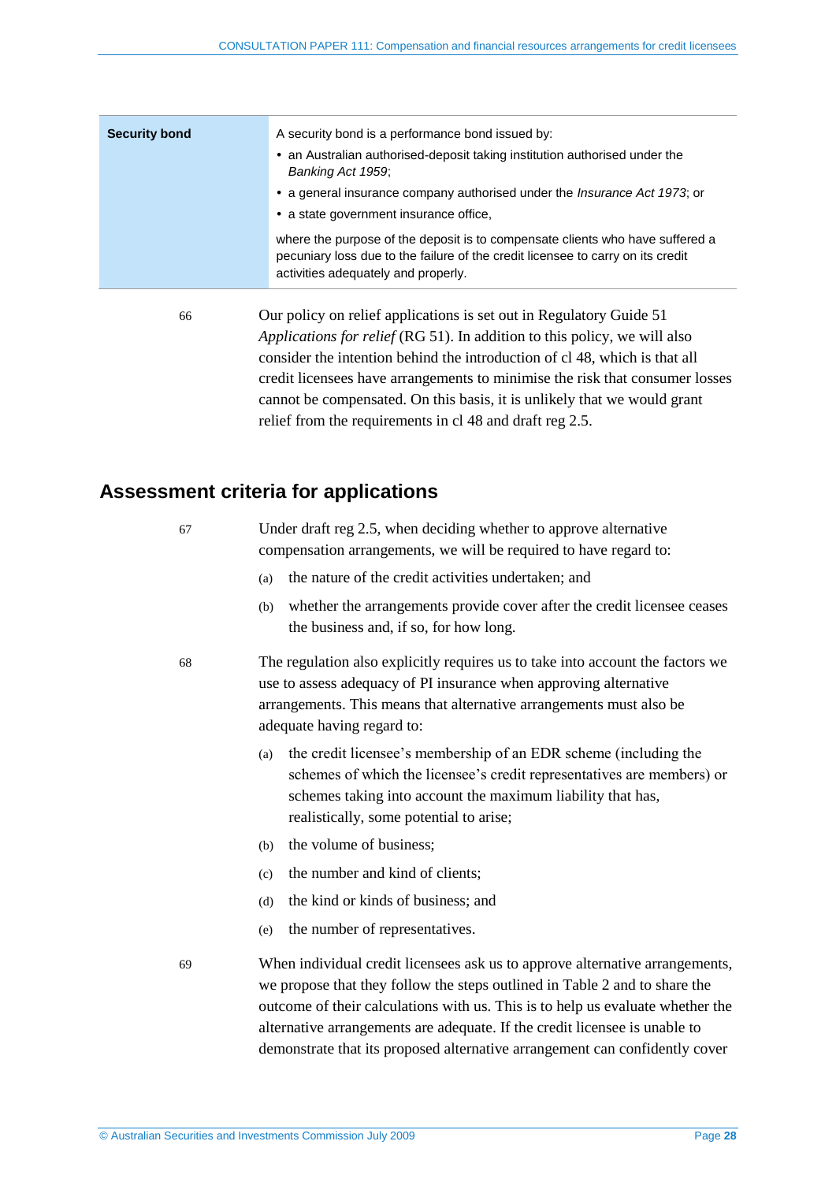| | |
|---|---|
| **Security bond** | A security bond is a performance bond issued by:<br>• an Australian authorised-deposit taking institution authorised under the *Banking Act 1959*;<br>• a general insurance company authorised under the *Insurance Act 1973*; or<br>• a state government insurance office,<br><br>where the purpose of the deposit is to compensate clients who have suffered a pecuniary loss due to the failure of the credit licensee to carry on its credit activities adequately and properly. |

66 Our policy on relief applications is set out in Regulatory Guide 51 *Applications for relief* (RG 51). In addition to this policy, we will also consider the intention behind the introduction of cl 48, which is that all credit licensees have arrangements to minimise the risk that consumer losses cannot be compensated. On this basis, it is unlikely that we would grant relief from the requirements in cl 48 and draft reg 2.5.

## Assessment criteria for applications

67 Under draft reg 2.5, when deciding whether to approve alternative compensation arrangements, we will be required to have regard to:

(a) the nature of the credit activities undertaken; and

(b) whether the arrangements provide cover after the credit licensee ceases the business and, if so, for how long.

68 The regulation also explicitly requires us to take into account the factors we use to assess adequacy of PI insurance when approving alternative arrangements. This means that alternative arrangements must also be adequate having regard to:

(a) the credit licensee's membership of an EDR scheme (including the schemes of which the licensee's credit representatives are members) or schemes taking into account the maximum liability that has, realistically, some potential to arise;

(b) the volume of business;

(c) the number and kind of clients;

(d) the kind or kinds of business; and

(e) the number of representatives.

69 When individual credit licensees ask us to approve alternative arrangements, we propose that they follow the steps outlined in Table 2 and to share the outcome of their calculations with us. This is to help us evaluate whether the alternative arrangements are adequate. If the credit licensee is unable to demonstrate that its proposed alternative arrangement can confidently cover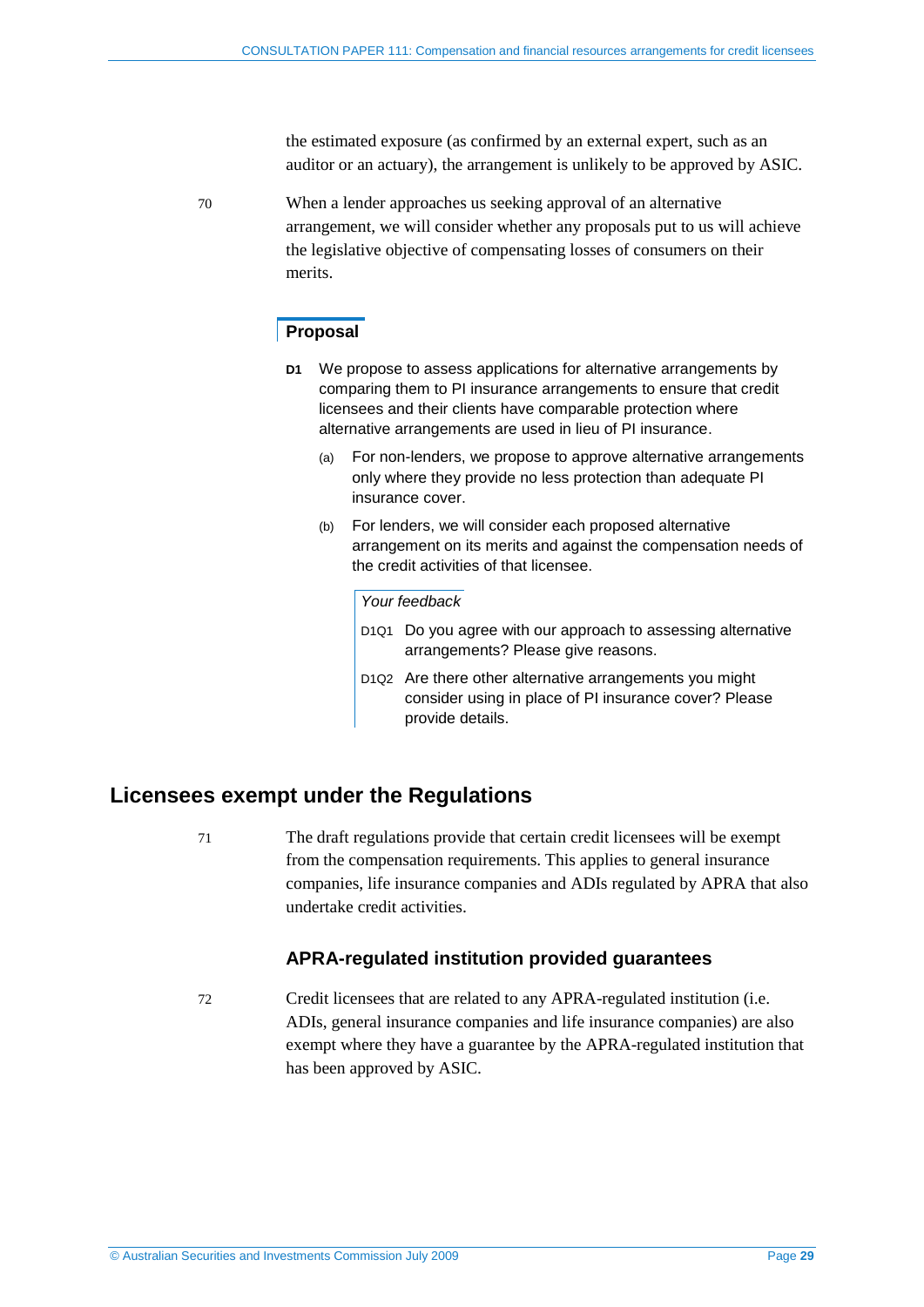the estimated exposure (as confirmed by an external expert, such as an auditor or an actuary), the arrangement is unlikely to be approved by ASIC.

70 When a lender approaches us seeking approval of an alternative arrangement, we will consider whether any proposals put to us will achieve the legislative objective of compensating losses of consumers on their merits.

### Proposal

**D1** We propose to assess applications for alternative arrangements by comparing them to PI insurance arrangements to ensure that credit licensees and their clients have comparable protection where alternative arrangements are used in lieu of PI insurance.

(a) For non-lenders, we propose to approve alternative arrangements only where they provide no less protection than adequate PI insurance cover.

(b) For lenders, we will consider each proposed alternative arrangement on its merits and against the compensation needs of the credit activities of that licensee.

*Your feedback*

D1Q1 Do you agree with our approach to assessing alternative arrangements? Please give reasons.

D1Q2 Are there other alternative arrangements you might consider using in place of PI insurance cover? Please provide details.

## Licensees exempt under the Regulations

71 The draft regulations provide that certain credit licensees will be exempt from the compensation requirements. This applies to general insurance companies, life insurance companies and ADIs regulated by APRA that also undertake credit activities.

### APRA-regulated institution provided guarantees

72 Credit licensees that are related to any APRA-regulated institution (i.e. ADIs, general insurance companies and life insurance companies) are also exempt where they have a guarantee by the APRA-regulated institution that has been approved by ASIC.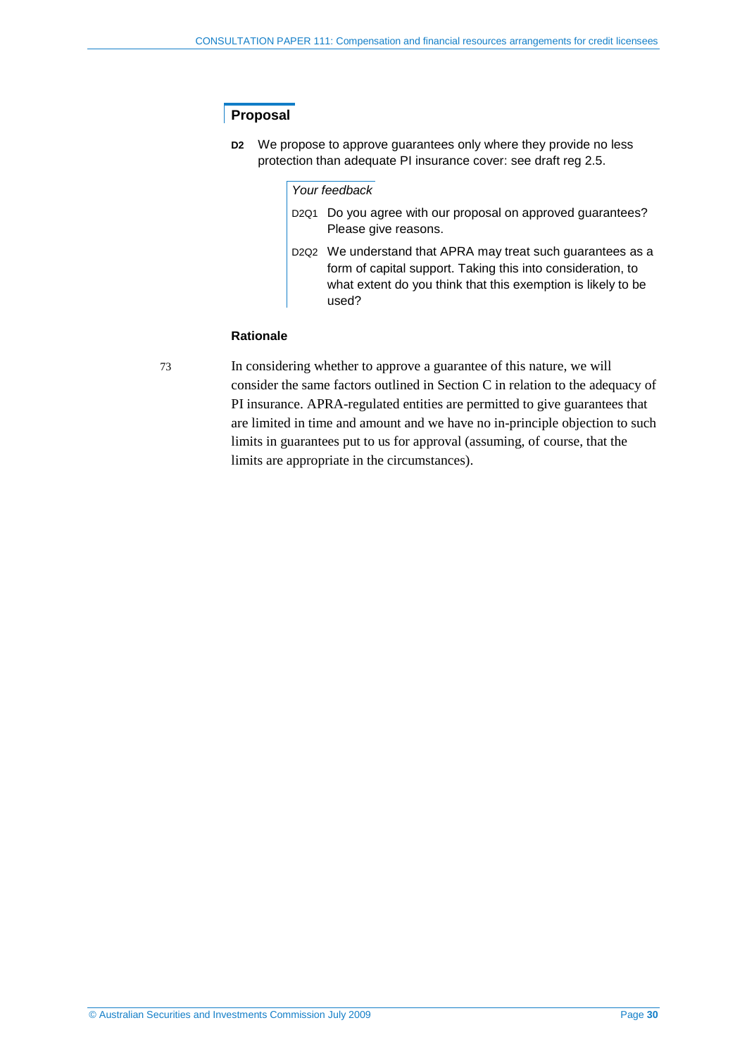## Proposal

**D2** We propose to approve guarantees only where they provide no less protection than adequate PI insurance cover: see draft reg 2.5.

*Your feedback*

D2Q1 Do you agree with our proposal on approved guarantees? Please give reasons.

D2Q2 We understand that APRA may treat such guarantees as a form of capital support. Taking this into consideration, to what extent do you think that this exemption is likely to be used?

### Rationale

73 In considering whether to approve a guarantee of this nature, we will consider the same factors outlined in Section C in relation to the adequacy of PI insurance. APRA-regulated entities are permitted to give guarantees that are limited in time and amount and we have no in-principle objection to such limits in guarantees put to us for approval (assuming, of course, that the limits are appropriate in the circumstances).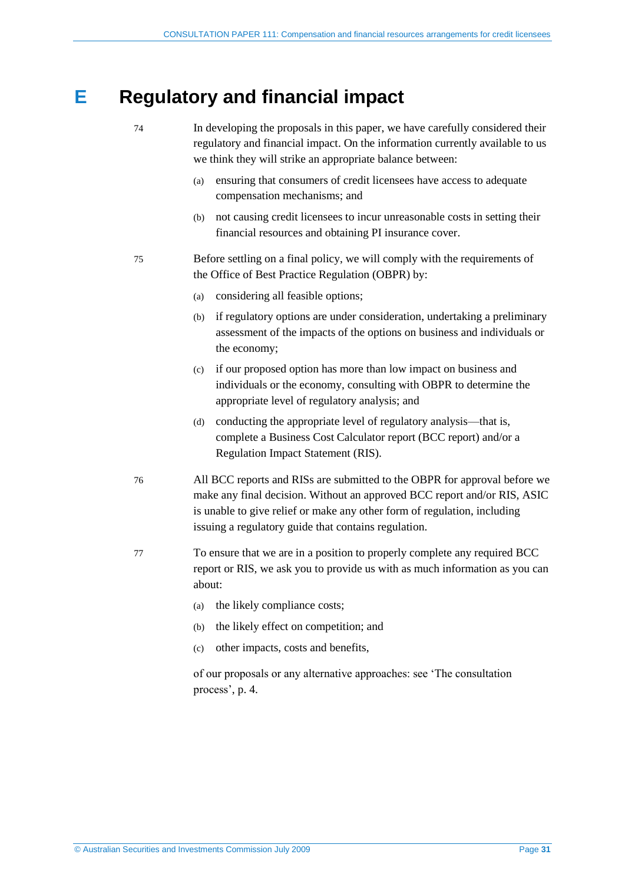# E Regulatory and financial impact

74 In developing the proposals in this paper, we have carefully considered their regulatory and financial impact. On the information currently available to us we think they will strike an appropriate balance between:

(a) ensuring that consumers of credit licensees have access to adequate compensation mechanisms; and

(b) not causing credit licensees to incur unreasonable costs in setting their financial resources and obtaining PI insurance cover.

75 Before settling on a final policy, we will comply with the requirements of the Office of Best Practice Regulation (OBPR) by:

(a) considering all feasible options;

(b) if regulatory options are under consideration, undertaking a preliminary assessment of the impacts of the options on business and individuals or the economy;

(c) if our proposed option has more than low impact on business and individuals or the economy, consulting with OBPR to determine the appropriate level of regulatory analysis; and

(d) conducting the appropriate level of regulatory analysis—that is, complete a Business Cost Calculator report (BCC report) and/or a Regulation Impact Statement (RIS).

76 All BCC reports and RISs are submitted to the OBPR for approval before we make any final decision. Without an approved BCC report and/or RIS, ASIC is unable to give relief or make any other form of regulation, including issuing a regulatory guide that contains regulation.

77 To ensure that we are in a position to properly complete any required BCC report or RIS, we ask you to provide us with as much information as you can about:

(a) the likely compliance costs;

(b) the likely effect on competition; and

(c) other impacts, costs and benefits,

of our proposals or any alternative approaches: see 'The consultation process', p. 4.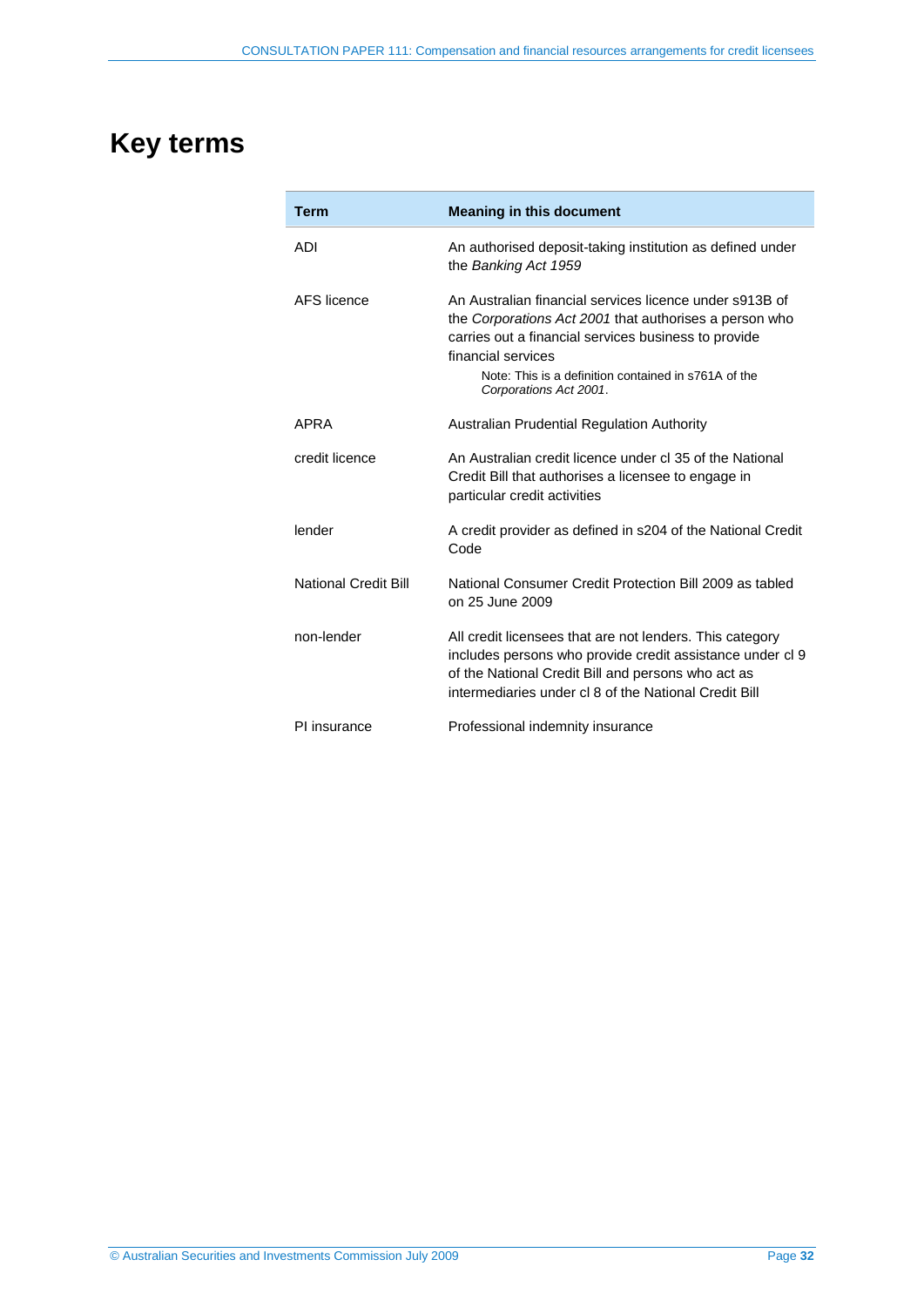# Key terms

| Term | Meaning in this document |
|---|---|
| ADI | An authorised deposit-taking institution as defined under the *Banking Act 1959* |
| AFS licence | An Australian financial services licence under s913B of the *Corporations Act 2001* that authorises a person who carries out a financial services business to provide financial services<br>Note: This is a definition contained in s761A of the *Corporations Act 2001*. |
| APRA | Australian Prudential Regulation Authority |
| credit licence | An Australian credit licence under cl 35 of the National Credit Bill that authorises a licensee to engage in particular credit activities |
| lender | A credit provider as defined in s204 of the National Credit Code |
| National Credit Bill | National Consumer Credit Protection Bill 2009 as tabled on 25 June 2009 |
| non-lender | All credit licensees that are not lenders. This category includes persons who provide credit assistance under cl 9 of the National Credit Bill and persons who act as intermediaries under cl 8 of the National Credit Bill |
| PI insurance | Professional indemnity insurance |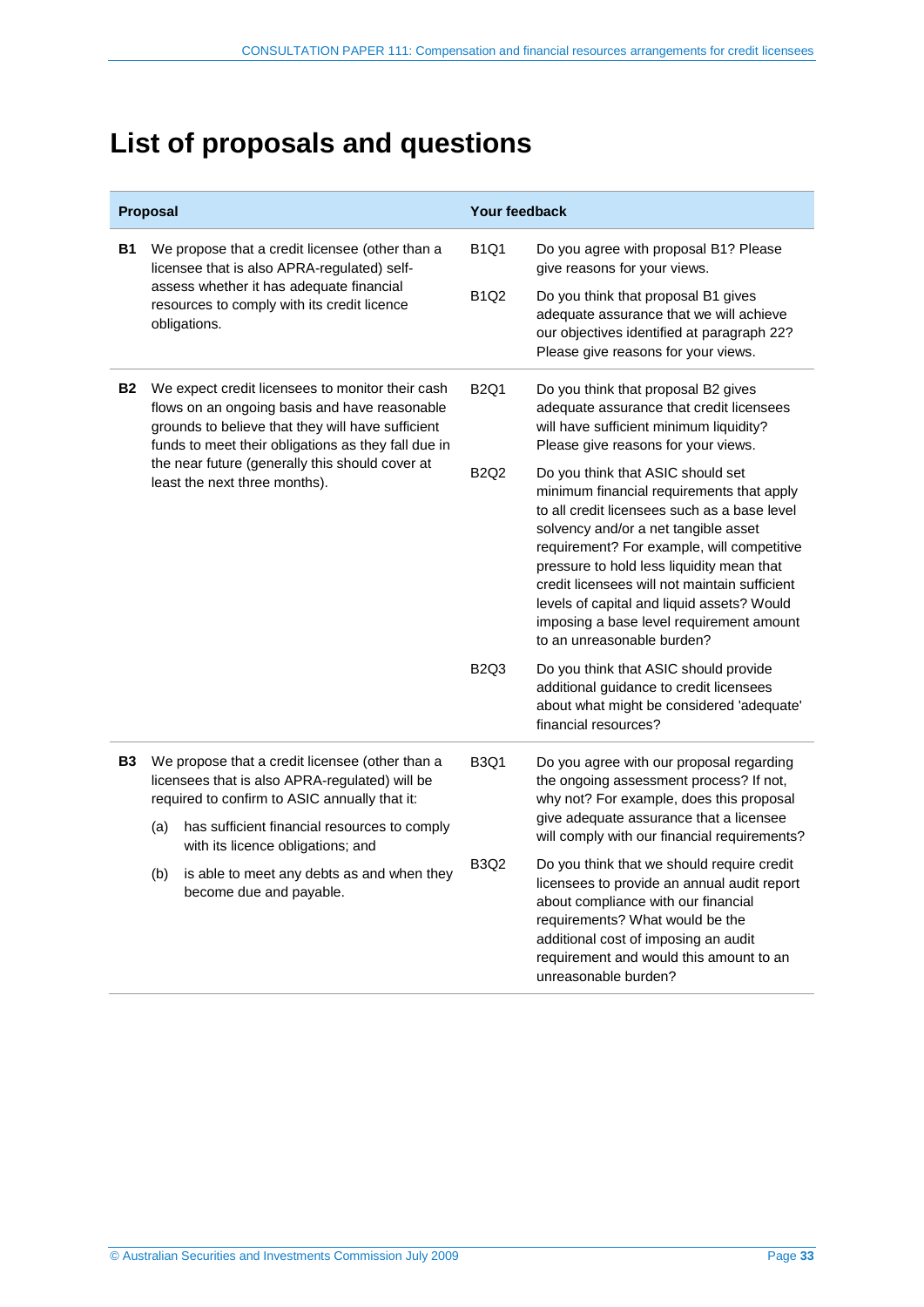# List of proposals and questions

| Proposal | | Your feedback | |
|---|---|---|---|
| **B1** | We propose that a credit licensee (other than a licensee that is also APRA-regulated) self-assess whether it has adequate financial resources to comply with its credit licence obligations. | B1Q1 | Do you agree with proposal B1? Please give reasons for your views. |
| | | B1Q2 | Do you think that proposal B1 gives adequate assurance that we will achieve our objectives identified at paragraph 22? Please give reasons for your views. |
| **B2** | We expect credit licensees to monitor their cash flows on an ongoing basis and have reasonable grounds to believe that they will have sufficient funds to meet their obligations as they fall due in the near future (generally this should cover at least the next three months). | B2Q1 | Do you think that proposal B2 gives adequate assurance that credit licensees will have sufficient minimum liquidity? Please give reasons for your views. |
| | | B2Q2 | Do you think that ASIC should set minimum financial requirements that apply to all credit licensees such as a base level solvency and/or a net tangible asset requirement? For example, will competitive pressure to hold less liquidity mean that credit licensees will not maintain sufficient levels of capital and liquid assets? Would imposing a base level requirement amount to an unreasonable burden? |
| | | B2Q3 | Do you think that ASIC should provide additional guidance to credit licensees about what might be considered 'adequate' financial resources? |
| **B3** | We propose that a credit licensee (other than a licensees that is also APRA-regulated) will be required to confirm to ASIC annually that it: (a) has sufficient financial resources to comply with its licence obligations; and (b) is able to meet any debts as and when they become due and payable. | B3Q1 | Do you agree with our proposal regarding the ongoing assessment process? If not, why not? For example, does this proposal give adequate assurance that a licensee will comply with our financial requirements? |
| | | B3Q2 | Do you think that we should require credit licensees to provide an annual audit report about compliance with our financial requirements? What would be the additional cost of imposing an audit requirement and would this amount to an unreasonable burden? |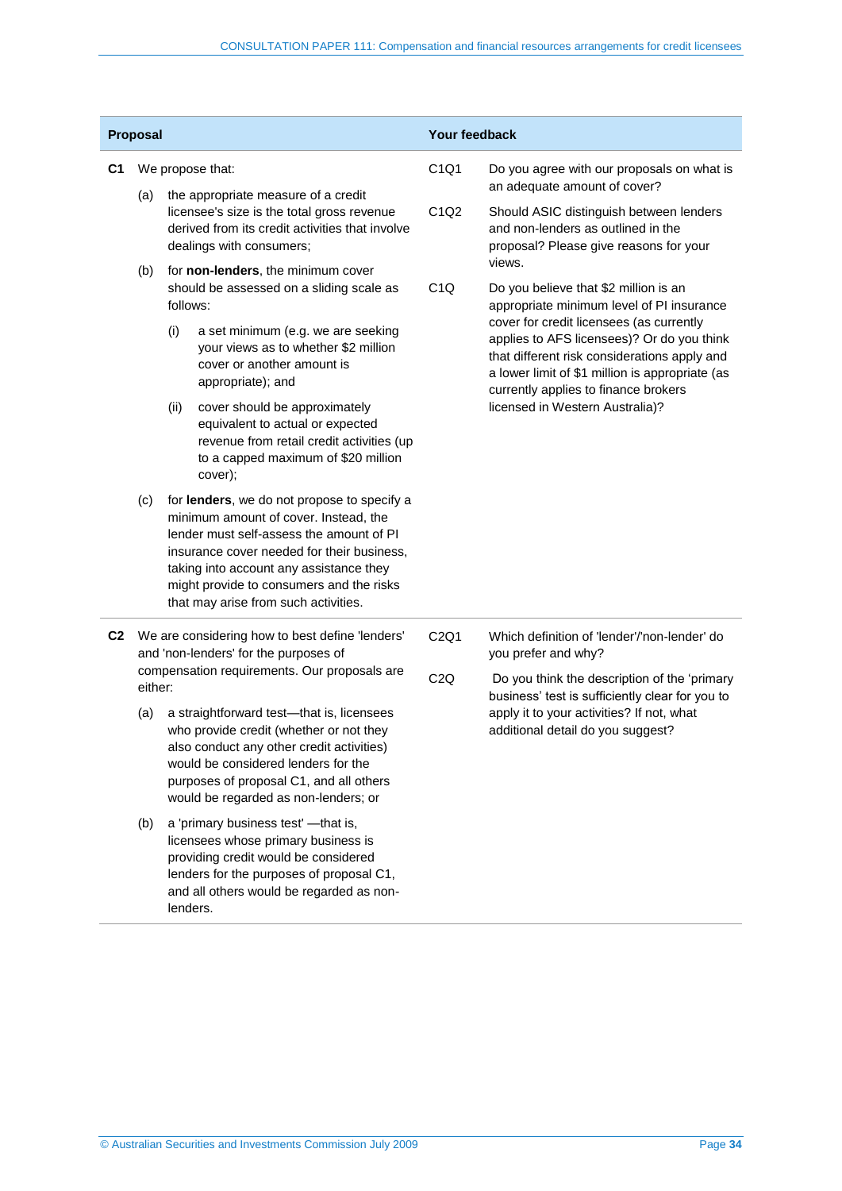| Proposal | Your feedback |
| --- | --- |
| **C1** We propose that:<br><br>(a) the appropriate measure of a credit licensee's size is the total gross revenue derived from its credit activities that involve dealings with consumers;<br><br>(b) for **non-lenders**, the minimum cover should be assessed on a sliding scale as follows:<br><br>(i) a set minimum (e.g. we are seeking your views as to whether $2 million cover or another amount is appropriate); and<br><br>(ii) cover should be approximately equivalent to actual or expected revenue from retail credit activities (up to a capped maximum of $20 million cover);<br><br>(c) for **lenders**, we do not propose to specify a minimum amount of cover. Instead, the lender must self-assess the amount of PI insurance cover needed for their business, taking into account any assistance they might provide to consumers and the risks that may arise from such activities. | C1Q1 Do you agree with our proposals on what is an adequate amount of cover?<br><br>C1Q2 Should ASIC distinguish between lenders and non-lenders as outlined in the proposal? Please give reasons for your views.<br><br>C1Q Do you believe that $2 million is an appropriate minimum level of PI insurance cover for credit licensees (as currently applies to AFS licensees)? Or do you think that different risk considerations apply and a lower limit of $1 million is appropriate (as currently applies to finance brokers licensed in Western Australia)? |
| **C2** We are considering how to best define 'lenders' and 'non-lenders' for the purposes of compensation requirements. Our proposals are either:<br><br>(a) a straightforward test—that is, licensees who provide credit (whether or not they also conduct any other credit activities) would be considered lenders for the purposes of proposal C1, and all others would be regarded as non-lenders; or<br><br>(b) a 'primary business test' —that is, licensees whose primary business is providing credit would be considered lenders for the purposes of proposal C1, and all others would be regarded as non-lenders. | C2Q1 Which definition of 'lender'/'non-lender' do you prefer and why?<br><br>C2Q Do you think the description of the 'primary business' test is sufficiently clear for you to apply it to your activities? If not, what additional detail do you suggest? |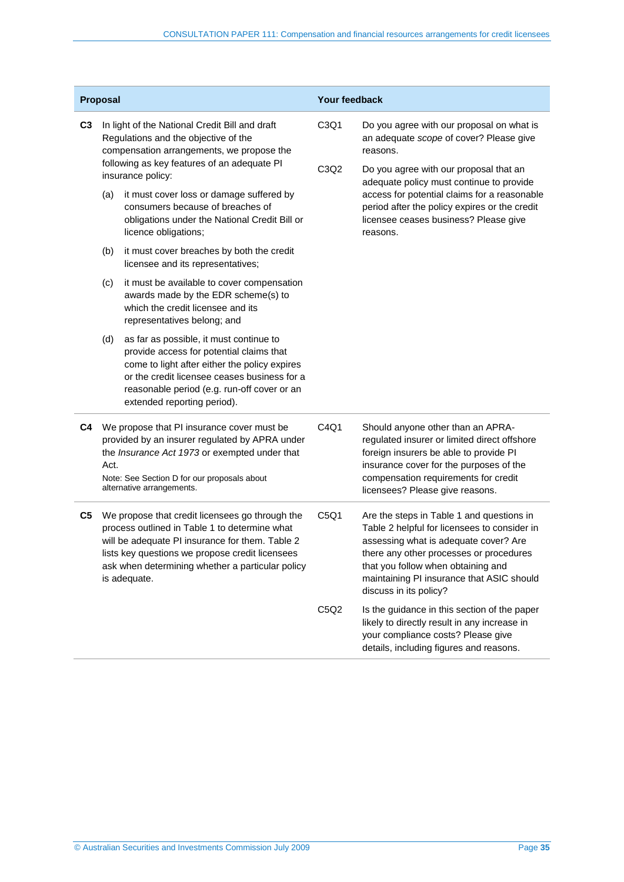| Proposal | | Your feedback | |
|---|---|---|---|
| **C3** | In light of the National Credit Bill and draft Regulations and the objective of the compensation arrangements, we propose the following as key features of an adequate PI insurance policy:<br>(a) it must cover loss or damage suffered by consumers because of breaches of obligations under the National Credit Bill or licence obligations;<br>(b) it must cover breaches by both the credit licensee and its representatives;<br>(c) it must be available to cover compensation awards made by the EDR scheme(s) to which the credit licensee and its representatives belong; and<br>(d) as far as possible, it must continue to provide access for potential claims that come to light after either the policy expires or the credit licensee ceases business for a reasonable period (e.g. run-off cover or an extended reporting period). | C3Q1 | Do you agree with our proposal on what is an adequate *scope* of cover? Please give reasons. |
| | | C3Q2 | Do you agree with our proposal that an adequate policy must continue to provide access for potential claims for a reasonable period after the policy expires or the credit licensee ceases business? Please give reasons. |
| **C4** | We propose that PI insurance cover must be provided by an insurer regulated by APRA under the *Insurance Act 1973* or exempted under that Act.<br>Note: See Section D for our proposals about alternative arrangements. | C4Q1 | Should anyone other than an APRA-regulated insurer or limited direct offshore foreign insurers be able to provide PI insurance cover for the purposes of the compensation requirements for credit licensees? Please give reasons. |
| **C5** | We propose that credit licensees go through the process outlined in Table 1 to determine what will be adequate PI insurance for them. Table 2 lists key questions we propose credit licensees ask when determining whether a particular policy is adequate. | C5Q1 | Are the steps in Table 1 and questions in Table 2 helpful for licensees to consider in assessing what is adequate cover? Are there any other processes or procedures that you follow when obtaining and maintaining PI insurance that ASIC should discuss in its policy? |
| | | C5Q2 | Is the guidance in this section of the paper likely to directly result in any increase in your compliance costs? Please give details, including figures and reasons. |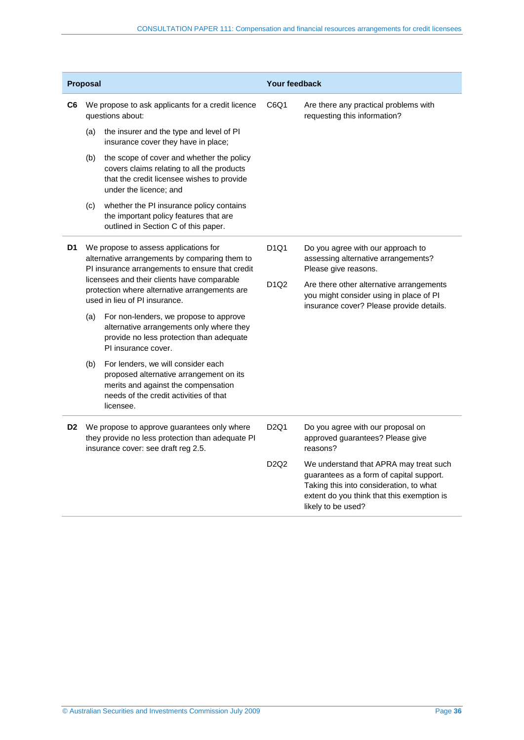| Proposal | | Your feedback | |
|---|---|---|---|
| **C6** | We propose to ask applicants for a credit licence questions about:<br>(a) the insurer and the type and level of PI insurance cover they have in place;<br>(b) the scope of cover and whether the policy covers claims relating to all the products that the credit licensee wishes to provide under the licence; and<br>(c) whether the PI insurance policy contains the important policy features that are outlined in Section C of this paper. | C6Q1 | Are there any practical problems with requesting this information? |
| **D1** | We propose to assess applications for alternative arrangements by comparing them to PI insurance arrangements to ensure that credit licensees and their clients have comparable protection where alternative arrangements are used in lieu of PI insurance.<br>(a) For non-lenders, we propose to approve alternative arrangements only where they provide no less protection than adequate PI insurance cover.<br>(b) For lenders, we will consider each proposed alternative arrangement on its merits and against the compensation needs of the credit activities of that licensee. | D1Q1 | Do you agree with our approach to assessing alternative arrangements? Please give reasons. |
| | | D1Q2 | Are there other alternative arrangements you might consider using in place of PI insurance cover? Please provide details. |
| **D2** | We propose to approve guarantees only where they provide no less protection than adequate PI insurance cover: see draft reg 2.5. | D2Q1 | Do you agree with our proposal on approved guarantees? Please give reasons? |
| | | D2Q2 | We understand that APRA may treat such guarantees as a form of capital support. Taking this into consideration, to what extent do you think that this exemption is likely to be used? |